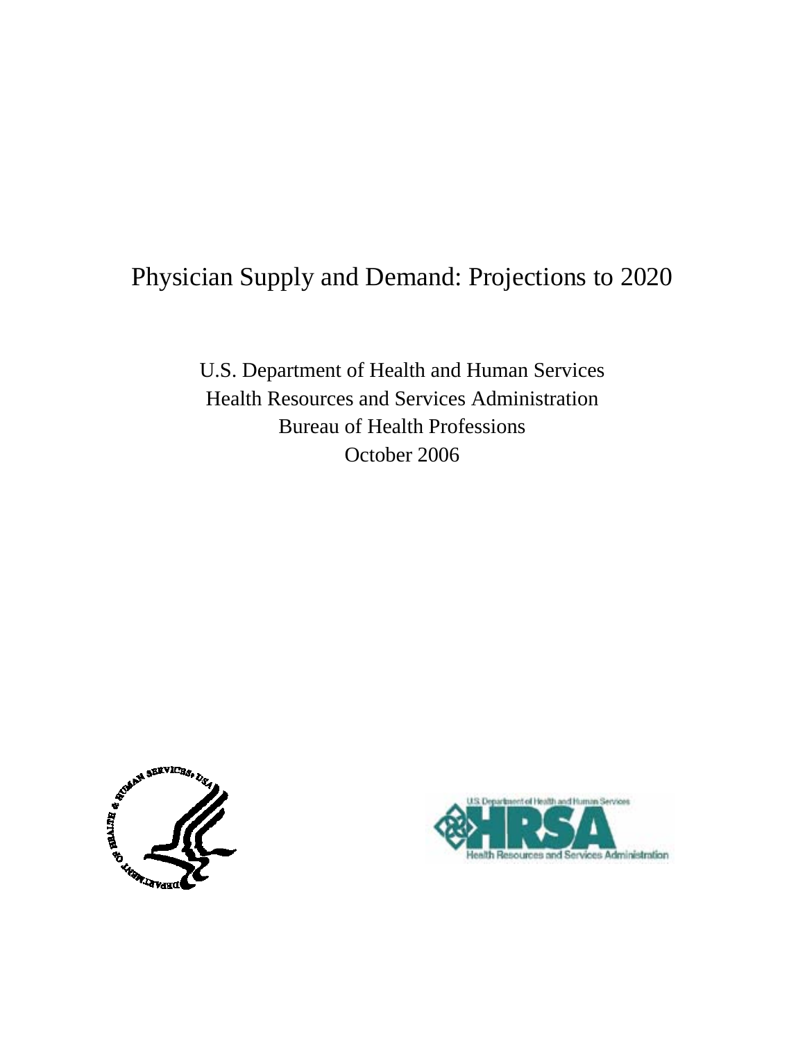# Physician Supply and Demand: Projections to 2020

U.S. Department of Health and Human Services
Health Resources and Services Administration
Bureau of Health Professions
October 2006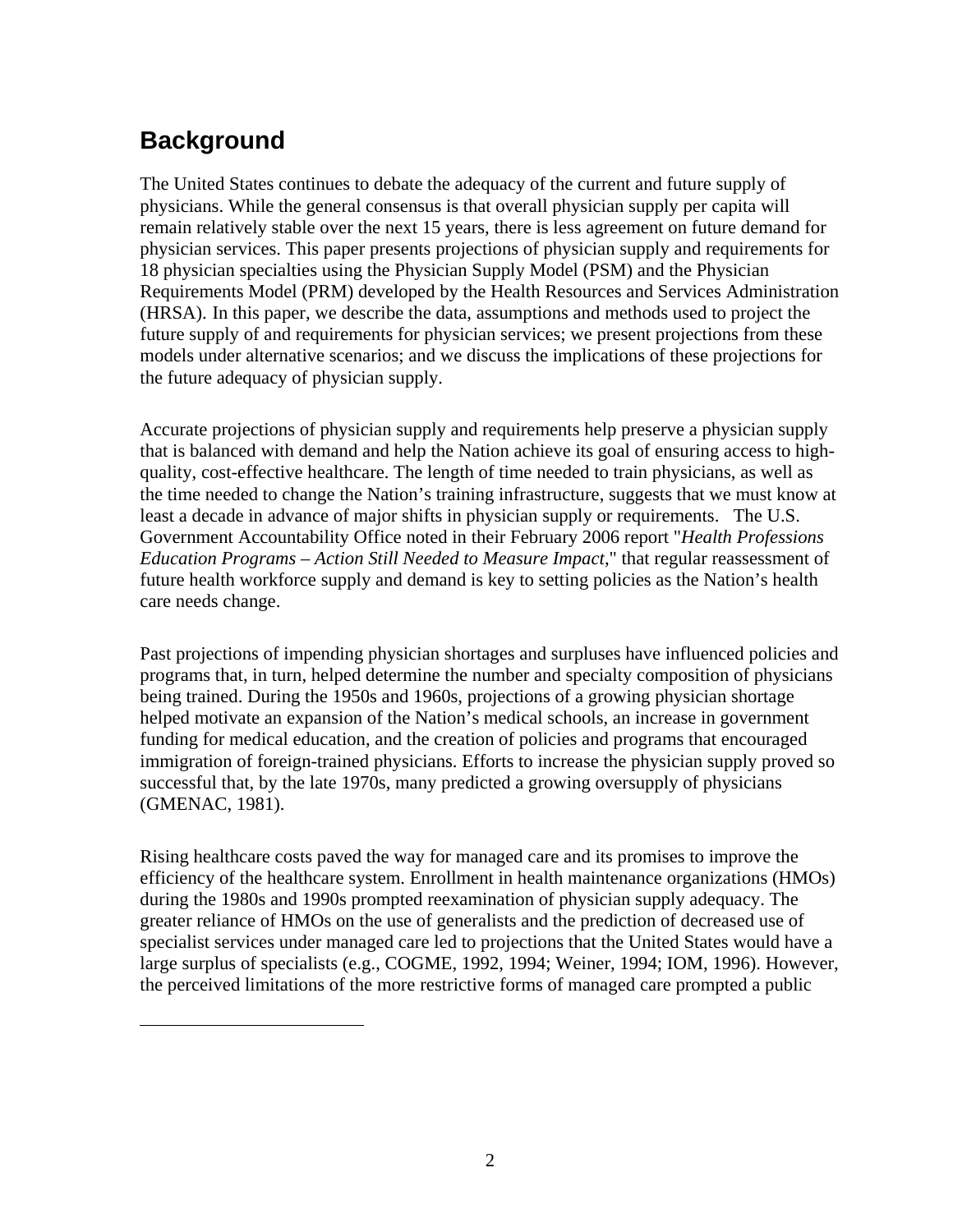## Background

The United States continues to debate the adequacy of the current and future supply of physicians. While the general consensus is that overall physician supply per capita will remain relatively stable over the next 15 years, there is less agreement on future demand for physician services. This paper presents projections of physician supply and requirements for 18 physician specialties using the Physician Supply Model (PSM) and the Physician Requirements Model (PRM) developed by the Health Resources and Services Administration (HRSA). In this paper, we describe the data, assumptions and methods used to project the future supply of and requirements for physician services; we present projections from these models under alternative scenarios; and we discuss the implications of these projections for the future adequacy of physician supply.

Accurate projections of physician supply and requirements help preserve a physician supply that is balanced with demand and help the Nation achieve its goal of ensuring access to high-quality, cost-effective healthcare. The length of time needed to train physicians, as well as the time needed to change the Nation's training infrastructure, suggests that we must know at least a decade in advance of major shifts in physician supply or requirements. The U.S. Government Accountability Office noted in their February 2006 report "*Health Professions Education Programs – Action Still Needed to Measure Impact*," that regular reassessment of future health workforce supply and demand is key to setting policies as the Nation's health care needs change.

Past projections of impending physician shortages and surpluses have influenced policies and programs that, in turn, helped determine the number and specialty composition of physicians being trained. During the 1950s and 1960s, projections of a growing physician shortage helped motivate an expansion of the Nation's medical schools, an increase in government funding for medical education, and the creation of policies and programs that encouraged immigration of foreign-trained physicians. Efforts to increase the physician supply proved so successful that, by the late 1970s, many predicted a growing oversupply of physicians (GMENAC, 1981).

Rising healthcare costs paved the way for managed care and its promises to improve the efficiency of the healthcare system. Enrollment in health maintenance organizations (HMOs) during the 1980s and 1990s prompted reexamination of physician supply adequacy. The greater reliance of HMOs on the use of generalists and the prediction of decreased use of specialist services under managed care led to projections that the United States would have a large surplus of specialists (e.g., COGME, 1992, 1994; Weiner, 1994; IOM, 1996). However, the perceived limitations of the more restrictive forms of managed care prompted a public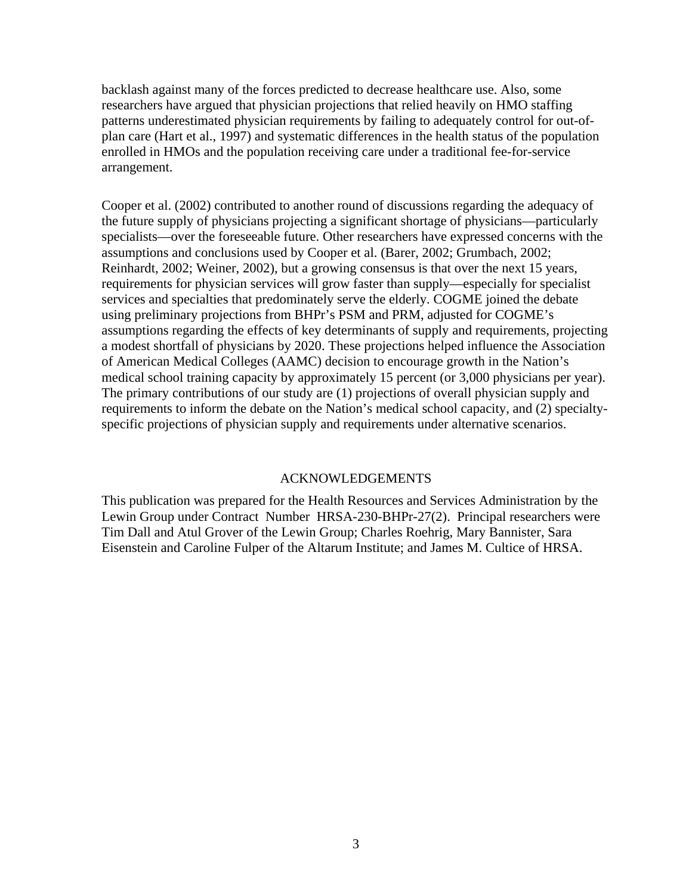backlash against many of the forces predicted to decrease healthcare use. Also, some researchers have argued that physician projections that relied heavily on HMO staffing patterns underestimated physician requirements by failing to adequately control for out-of-plan care (Hart et al., 1997) and systematic differences in the health status of the population enrolled in HMOs and the population receiving care under a traditional fee-for-service arrangement.

Cooper et al. (2002) contributed to another round of discussions regarding the adequacy of the future supply of physicians projecting a significant shortage of physicians—particularly specialists—over the foreseeable future. Other researchers have expressed concerns with the assumptions and conclusions used by Cooper et al. (Barer, 2002; Grumbach, 2002; Reinhardt, 2002; Weiner, 2002), but a growing consensus is that over the next 15 years, requirements for physician services will grow faster than supply—especially for specialist services and specialties that predominately serve the elderly. COGME joined the debate using preliminary projections from BHPr's PSM and PRM, adjusted for COGME's assumptions regarding the effects of key determinants of supply and requirements, projecting a modest shortfall of physicians by 2020. These projections helped influence the Association of American Medical Colleges (AAMC) decision to encourage growth in the Nation's medical school training capacity by approximately 15 percent (or 3,000 physicians per year). The primary contributions of our study are (1) projections of overall physician supply and requirements to inform the debate on the Nation's medical school capacity, and (2) specialty-specific projections of physician supply and requirements under alternative scenarios.

## ACKNOWLEDGEMENTS

This publication was prepared for the Health Resources and Services Administration by the Lewin Group under Contract Number HRSA-230-BHPr-27(2). Principal researchers were Tim Dall and Atul Grover of the Lewin Group; Charles Roehrig, Mary Bannister, Sara Eisenstein and Caroline Fulper of the Altarum Institute; and James M. Cultice of HRSA.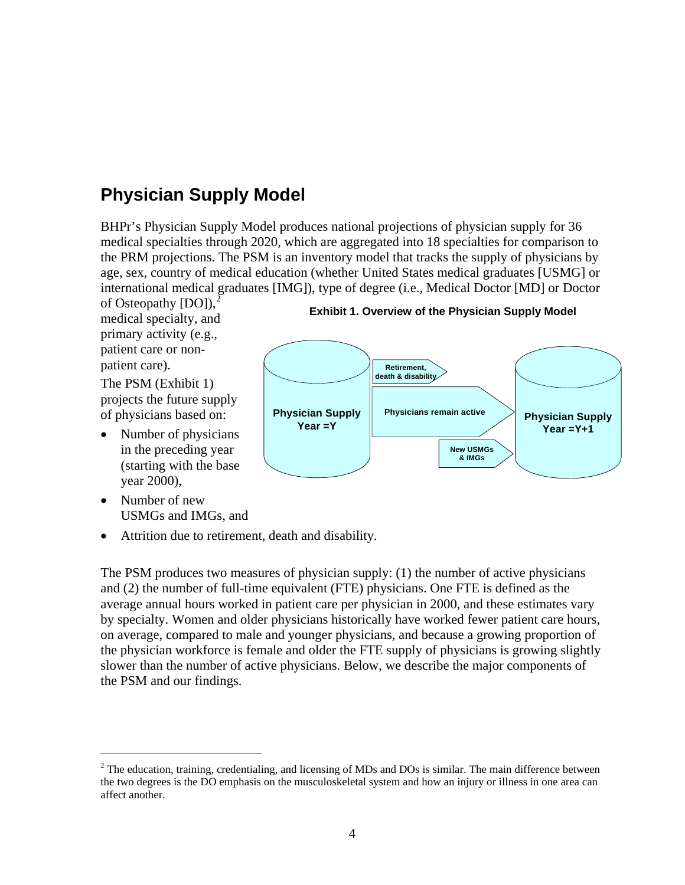## Physician Supply Model

BHPr's Physician Supply Model produces national projections of physician supply for 36 medical specialties through 2020, which are aggregated into 18 specialties for comparison to the PRM projections. The PSM is an inventory model that tracks the supply of physicians by age, sex, country of medical education (whether United States medical graduates [USMG] or international medical graduates [IMG]), type of degree (i.e., Medical Doctor [MD] or Doctor of Osteopathy [DO]),[2] medical specialty, and primary activity (e.g., patient care or non-patient care).

The PSM (Exhibit 1) projects the future supply of physicians based on:

- Number of physicians in the preceding year (starting with the base year 2000),
- Number of new USMGs and IMGs, and
- Attrition due to retirement, death and disability.

**Exhibit 1. Overview of the Physician Supply Model**

Physician Supply Year =Y → Retirement, death & disability; Physicians remain active; New USMGs & IMGs → Physician Supply Year =Y+1

The PSM produces two measures of physician supply: (1) the number of active physicians and (2) the number of full-time equivalent (FTE) physicians. One FTE is defined as the average annual hours worked in patient care per physician in 2000, and these estimates vary by specialty. Women and older physicians historically have worked fewer patient care hours, on average, compared to male and younger physicians, and because a growing proportion of the physician workforce is female and older the FTE supply of physicians is growing slightly slower than the number of active physicians. Below, we describe the major components of the PSM and our findings.

---

[2] The education, training, credentialing, and licensing of MDs and DOs is similar. The main difference between the two degrees is the DO emphasis on the musculoskeletal system and how an injury or illness in one area can affect another.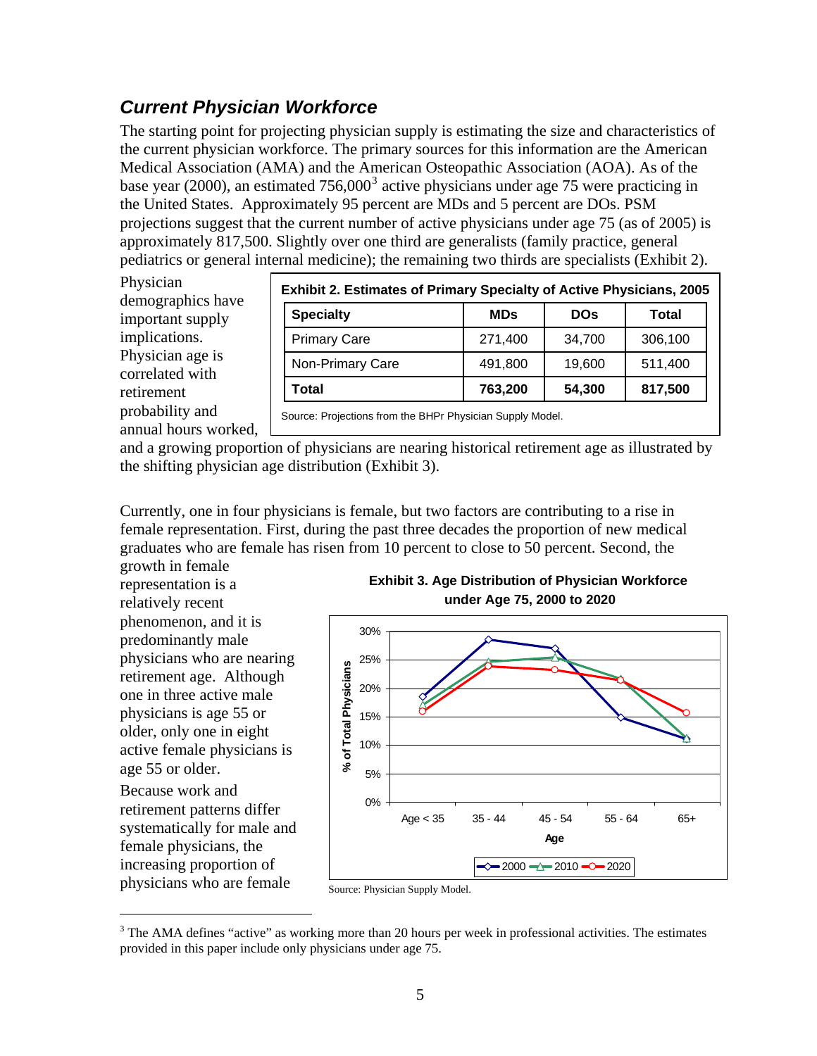### *Current Physician Workforce*

The starting point for projecting physician supply is estimating the size and characteristics of the current physician workforce. The primary sources for this information are the American Medical Association (AMA) and the American Osteopathic Association (AOA). As of the base year (2000), an estimated 756,000[3] active physicians under age 75 were practicing in the United States. Approximately 95 percent are MDs and 5 percent are DOs. PSM projections suggest that the current number of active physicians under age 75 (as of 2005) is approximately 817,500. Slightly over one third are generalists (family practice, general pediatrics or general internal medicine); the remaining two thirds are specialists (Exhibit 2).

**Exhibit 2. Estimates of Primary Specialty of Active Physicians, 2005**

| Specialty | MDs | DOs | Total |
|---|---|---|---|
| Primary Care | 271,400 | 34,700 | 306,100 |
| Non-Primary Care | 491,800 | 19,600 | 511,400 |
| **Total** | **763,200** | **54,300** | **817,500** |

Source: Projections from the BHPr Physician Supply Model.

Physician demographics have important supply implications. Physician age is correlated with retirement probability and annual hours worked, and a growing proportion of physicians are nearing historical retirement age as illustrated by the shifting physician age distribution (Exhibit 3).

Currently, one in four physicians is female, but two factors are contributing to a rise in female representation. First, during the past three decades the proportion of new medical graduates who are female has risen from 10 percent to close to 50 percent. Second, the growth in female representation is a relatively recent phenomenon, and it is predominantly male physicians who are nearing retirement age. Although one in three active male physicians is age 55 or older, only one in eight active female physicians is age 55 or older.

**Exhibit 3. Age Distribution of Physician Workforce under Age 75, 2000 to 2020**

Source: Physician Supply Model.

Because work and retirement patterns differ systematically for male and female physicians, the increasing proportion of physicians who are female

[3] The AMA defines "active" as working more than 20 hours per week in professional activities. The estimates provided in this paper include only physicians under age 75.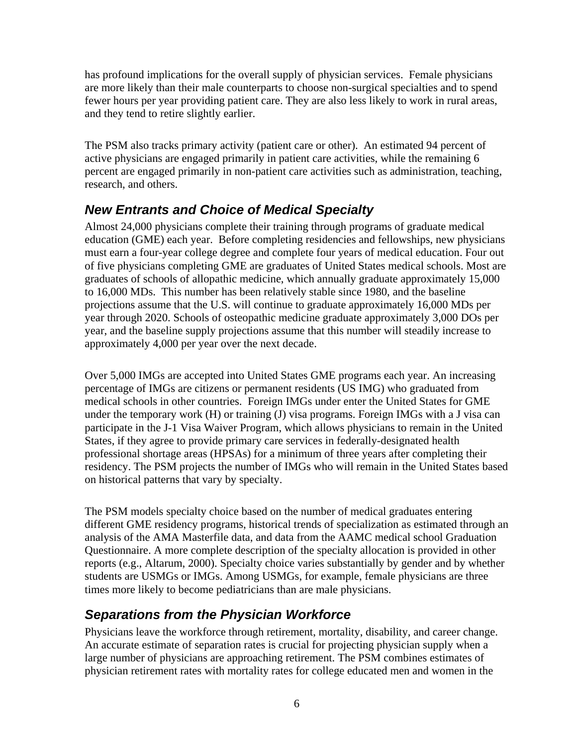has profound implications for the overall supply of physician services. Female physicians are more likely than their male counterparts to choose non-surgical specialties and to spend fewer hours per year providing patient care. They are also less likely to work in rural areas, and they tend to retire slightly earlier.

The PSM also tracks primary activity (patient care or other). An estimated 94 percent of active physicians are engaged primarily in patient care activities, while the remaining 6 percent are engaged primarily in non-patient care activities such as administration, teaching, research, and others.

## *New Entrants and Choice of Medical Specialty*

Almost 24,000 physicians complete their training through programs of graduate medical education (GME) each year. Before completing residencies and fellowships, new physicians must earn a four-year college degree and complete four years of medical education. Four out of five physicians completing GME are graduates of United States medical schools. Most are graduates of schools of allopathic medicine, which annually graduate approximately 15,000 to 16,000 MDs. This number has been relatively stable since 1980, and the baseline projections assume that the U.S. will continue to graduate approximately 16,000 MDs per year through 2020. Schools of osteopathic medicine graduate approximately 3,000 DOs per year, and the baseline supply projections assume that this number will steadily increase to approximately 4,000 per year over the next decade.

Over 5,000 IMGs are accepted into United States GME programs each year. An increasing percentage of IMGs are citizens or permanent residents (US IMG) who graduated from medical schools in other countries. Foreign IMGs under enter the United States for GME under the temporary work (H) or training (J) visa programs. Foreign IMGs with a J visa can participate in the J-1 Visa Waiver Program, which allows physicians to remain in the United States, if they agree to provide primary care services in federally-designated health professional shortage areas (HPSAs) for a minimum of three years after completing their residency. The PSM projects the number of IMGs who will remain in the United States based on historical patterns that vary by specialty.

The PSM models specialty choice based on the number of medical graduates entering different GME residency programs, historical trends of specialization as estimated through an analysis of the AMA Masterfile data, and data from the AAMC medical school Graduation Questionnaire. A more complete description of the specialty allocation is provided in other reports (e.g., Altarum, 2000). Specialty choice varies substantially by gender and by whether students are USMGs or IMGs. Among USMGs, for example, female physicians are three times more likely to become pediatricians than are male physicians.

## *Separations from the Physician Workforce*

Physicians leave the workforce through retirement, mortality, disability, and career change. An accurate estimate of separation rates is crucial for projecting physician supply when a large number of physicians are approaching retirement. The PSM combines estimates of physician retirement rates with mortality rates for college educated men and women in the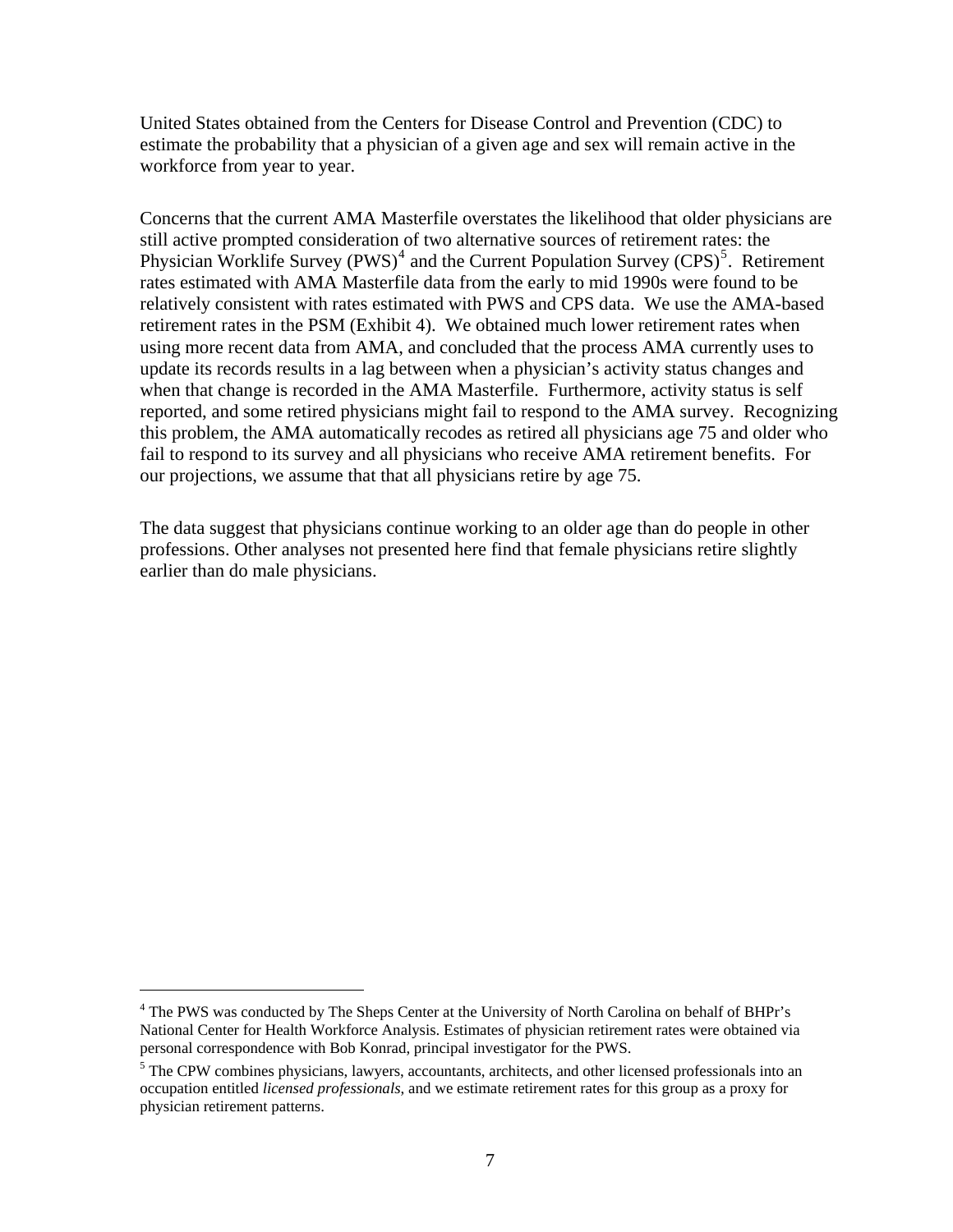United States obtained from the Centers for Disease Control and Prevention (CDC) to estimate the probability that a physician of a given age and sex will remain active in the workforce from year to year.

Concerns that the current AMA Masterfile overstates the likelihood that older physicians are still active prompted consideration of two alternative sources of retirement rates: the Physician Worklife Survey (PWS)[4] and the Current Population Survey (CPS)[5]. Retirement rates estimated with AMA Masterfile data from the early to mid 1990s were found to be relatively consistent with rates estimated with PWS and CPS data. We use the AMA-based retirement rates in the PSM (Exhibit 4). We obtained much lower retirement rates when using more recent data from AMA, and concluded that the process AMA currently uses to update its records results in a lag between when a physician's activity status changes and when that change is recorded in the AMA Masterfile. Furthermore, activity status is self reported, and some retired physicians might fail to respond to the AMA survey. Recognizing this problem, the AMA automatically recodes as retired all physicians age 75 and older who fail to respond to its survey and all physicians who receive AMA retirement benefits. For our projections, we assume that that all physicians retire by age 75.

The data suggest that physicians continue working to an older age than do people in other professions. Other analyses not presented here find that female physicians retire slightly earlier than do male physicians.

---

[4] The PWS was conducted by The Sheps Center at the University of North Carolina on behalf of BHPr's National Center for Health Workforce Analysis. Estimates of physician retirement rates were obtained via personal correspondence with Bob Konrad, principal investigator for the PWS.

[5] The CPW combines physicians, lawyers, accountants, architects, and other licensed professionals into an occupation entitled *licensed professionals*, and we estimate retirement rates for this group as a proxy for physician retirement patterns.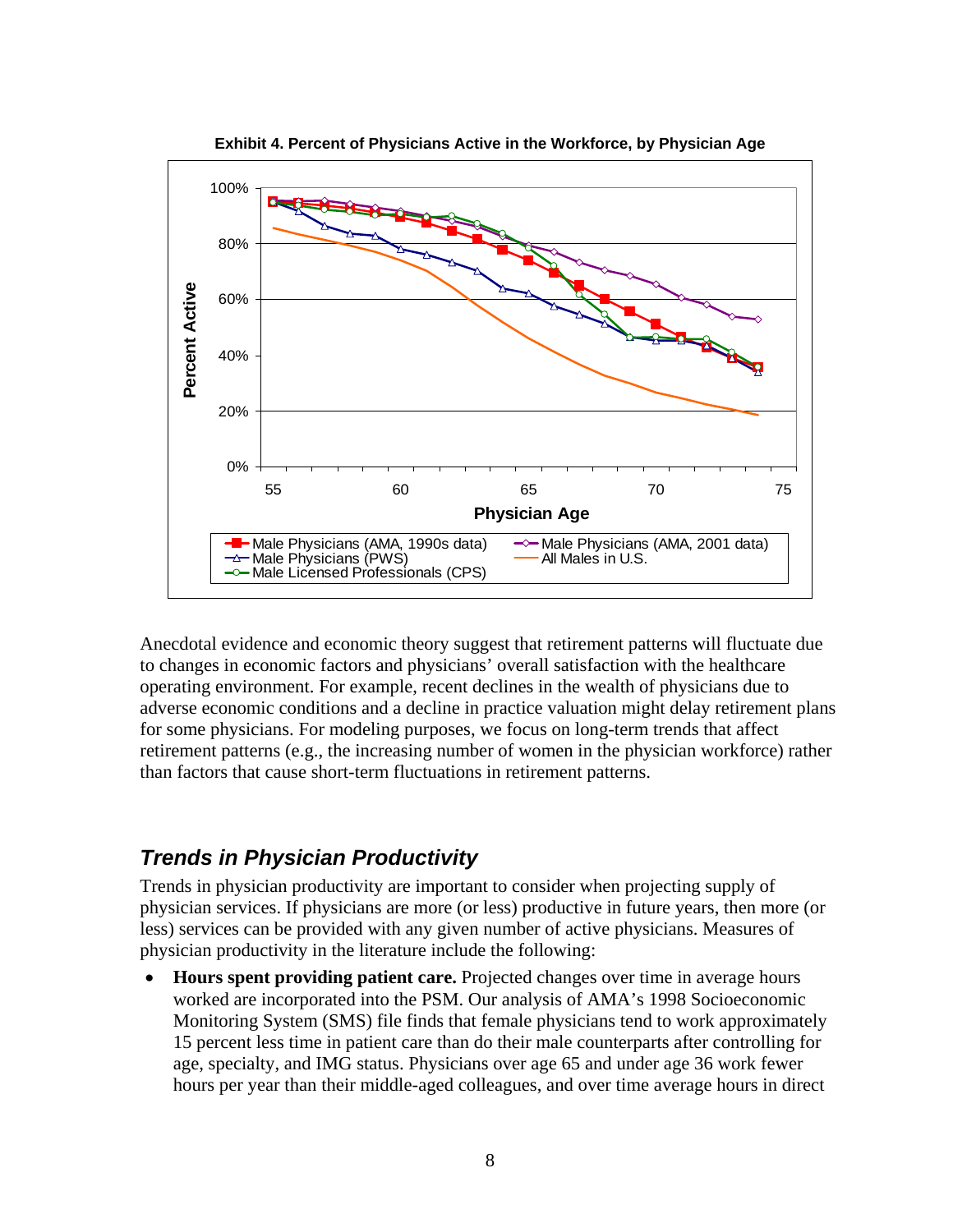**Exhibit 4. Percent of Physicians Active in the Workforce, by Physician Age**

Anecdotal evidence and economic theory suggest that retirement patterns will fluctuate due to changes in economic factors and physicians' overall satisfaction with the healthcare operating environment. For example, recent declines in the wealth of physicians due to adverse economic conditions and a decline in practice valuation might delay retirement plans for some physicians. For modeling purposes, we focus on long-term trends that affect retirement patterns (e.g., the increasing number of women in the physician workforce) rather than factors that cause short-term fluctuations in retirement patterns.

## *Trends in Physician Productivity*

Trends in physician productivity are important to consider when projecting supply of physician services. If physicians are more (or less) productive in future years, then more (or less) services can be provided with any given number of active physicians. Measures of physician productivity in the literature include the following:

- **Hours spent providing patient care.** Projected changes over time in average hours worked are incorporated into the PSM. Our analysis of AMA's 1998 Socioeconomic Monitoring System (SMS) file finds that female physicians tend to work approximately 15 percent less time in patient care than do their male counterparts after controlling for age, specialty, and IMG status. Physicians over age 65 and under age 36 work fewer hours per year than their middle-aged colleagues, and over time average hours in direct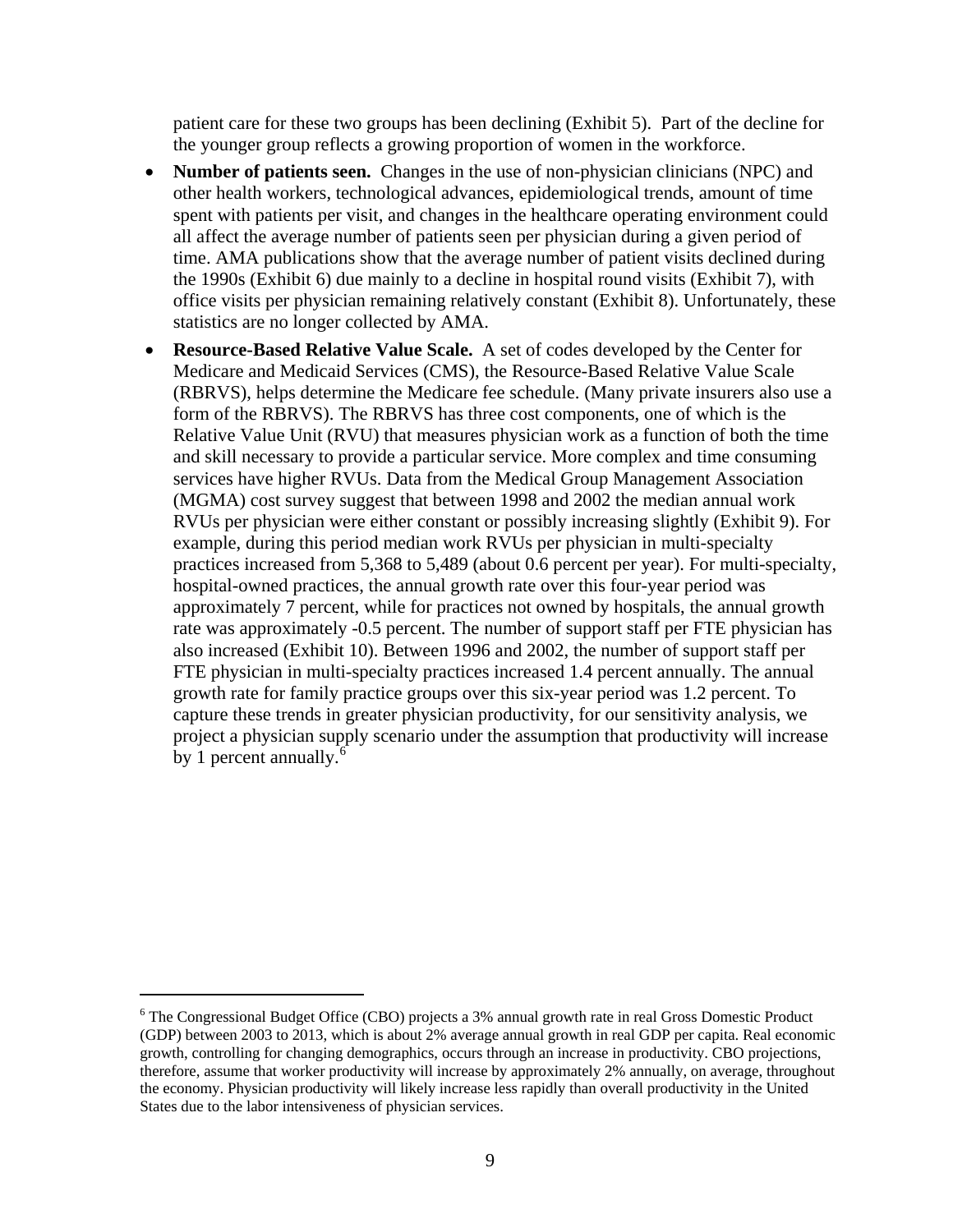patient care for these two groups has been declining (Exhibit 5). Part of the decline for the younger group reflects a growing proportion of women in the workforce.

- **Number of patients seen.** Changes in the use of non-physician clinicians (NPC) and other health workers, technological advances, epidemiological trends, amount of time spent with patients per visit, and changes in the healthcare operating environment could all affect the average number of patients seen per physician during a given period of time. AMA publications show that the average number of patient visits declined during the 1990s (Exhibit 6) due mainly to a decline in hospital round visits (Exhibit 7), with office visits per physician remaining relatively constant (Exhibit 8). Unfortunately, these statistics are no longer collected by AMA.
- **Resource-Based Relative Value Scale.** A set of codes developed by the Center for Medicare and Medicaid Services (CMS), the Resource-Based Relative Value Scale (RBRVS), helps determine the Medicare fee schedule. (Many private insurers also use a form of the RBRVS). The RBRVS has three cost components, one of which is the Relative Value Unit (RVU) that measures physician work as a function of both the time and skill necessary to provide a particular service. More complex and time consuming services have higher RVUs. Data from the Medical Group Management Association (MGMA) cost survey suggest that between 1998 and 2002 the median annual work RVUs per physician were either constant or possibly increasing slightly (Exhibit 9). For example, during this period median work RVUs per physician in multi-specialty practices increased from 5,368 to 5,489 (about 0.6 percent per year). For multi-specialty, hospital-owned practices, the annual growth rate over this four-year period was approximately 7 percent, while for practices not owned by hospitals, the annual growth rate was approximately -0.5 percent. The number of support staff per FTE physician has also increased (Exhibit 10). Between 1996 and 2002, the number of support staff per FTE physician in multi-specialty practices increased 1.4 percent annually. The annual growth rate for family practice groups over this six-year period was 1.2 percent. To capture these trends in greater physician productivity, for our sensitivity analysis, we project a physician supply scenario under the assumption that productivity will increase by 1 percent annually.[6]

[6] The Congressional Budget Office (CBO) projects a 3% annual growth rate in real Gross Domestic Product (GDP) between 2003 to 2013, which is about 2% average annual growth in real GDP per capita. Real economic growth, controlling for changing demographics, occurs through an increase in productivity. CBO projections, therefore, assume that worker productivity will increase by approximately 2% annually, on average, throughout the economy. Physician productivity will likely increase less rapidly than overall productivity in the United States due to the labor intensiveness of physician services.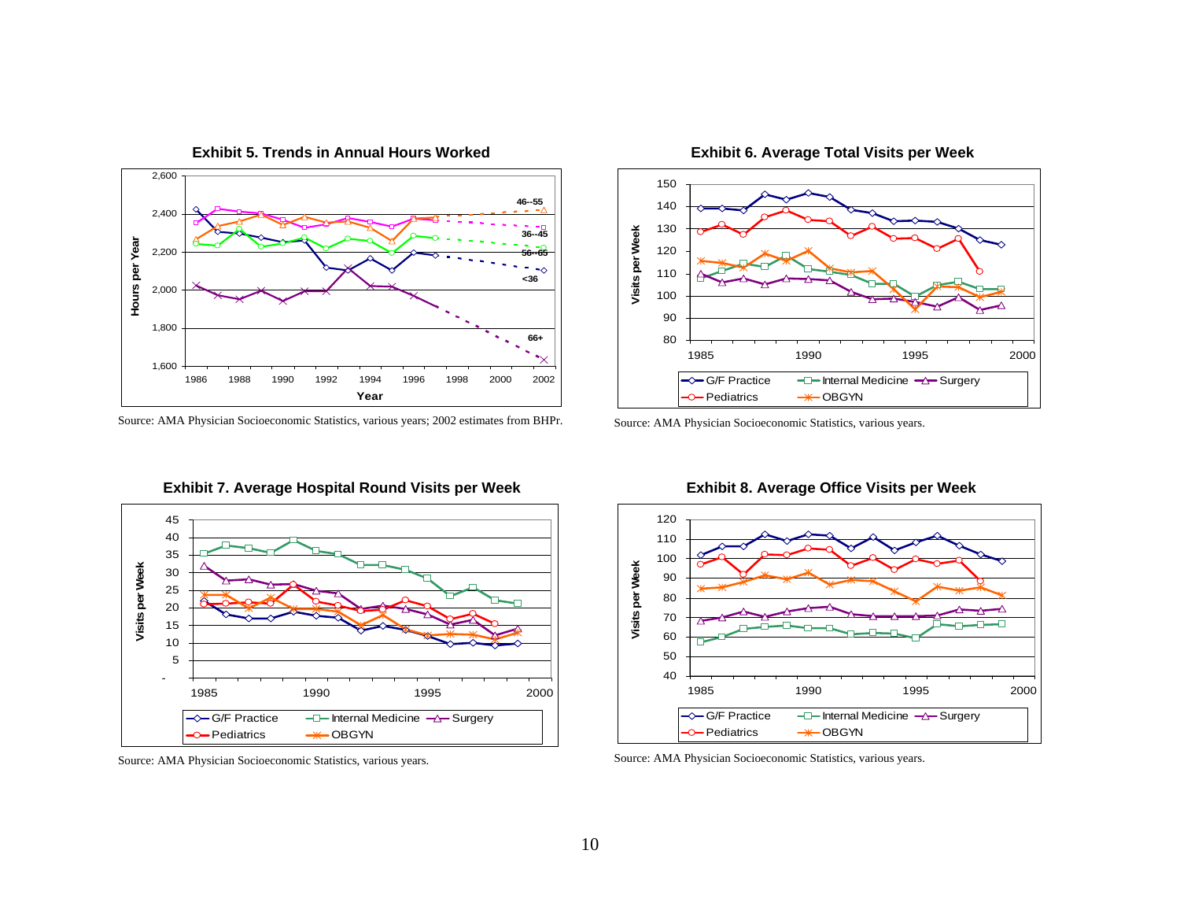**Exhibit 5. Trends in Annual Hours Worked**

Source: AMA Physician Socioeconomic Statistics, various years; 2002 estimates from BHPr.

**Exhibit 6. Average Total Visits per Week**

Source: AMA Physician Socioeconomic Statistics, various years.

**Exhibit 7. Average Hospital Round Visits per Week**

Source: AMA Physician Socioeconomic Statistics, various years.

**Exhibit 8. Average Office Visits per Week**

Source: AMA Physician Socioeconomic Statistics, various years.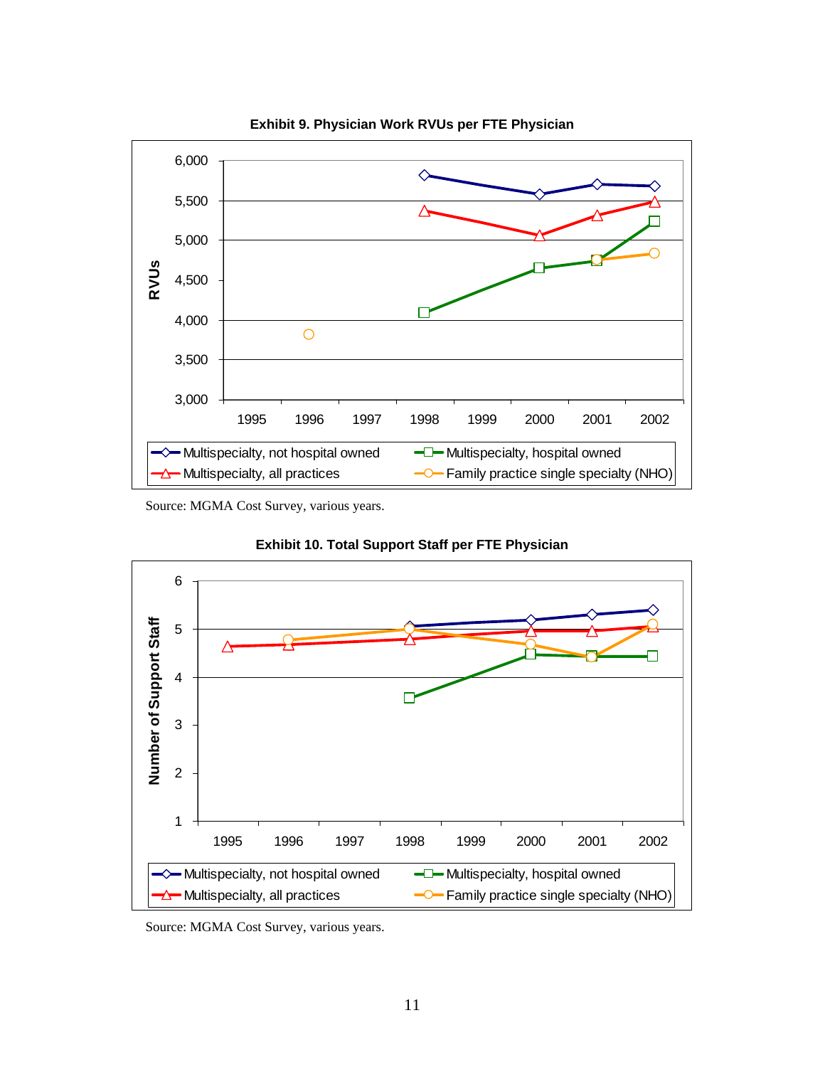**Exhibit 9. Physician Work RVUs per FTE Physician**

Source: MGMA Cost Survey, various years.

**Exhibit 10. Total Support Staff per FTE Physician**

Source: MGMA Cost Survey, various years.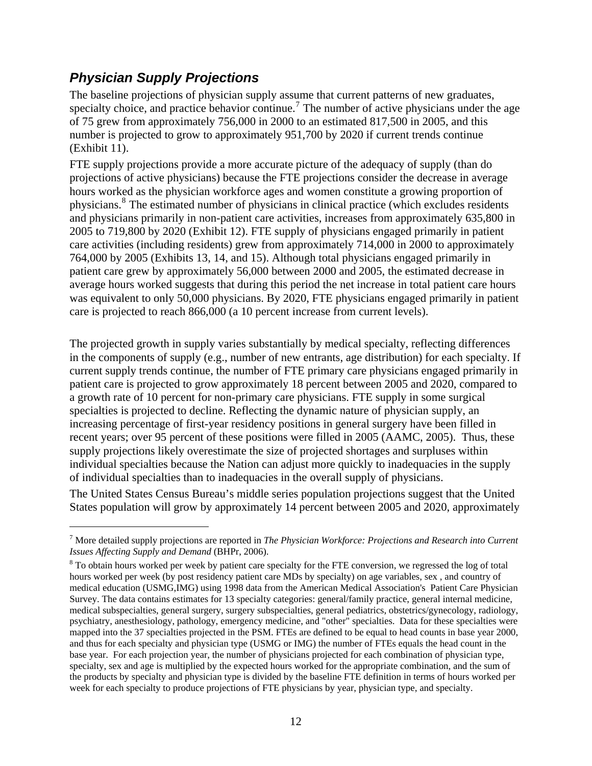## *Physician Supply Projections*

The baseline projections of physician supply assume that current patterns of new graduates, specialty choice, and practice behavior continue.[7] The number of active physicians under the age of 75 grew from approximately 756,000 in 2000 to an estimated 817,500 in 2005, and this number is projected to grow to approximately 951,700 by 2020 if current trends continue (Exhibit 11).

FTE supply projections provide a more accurate picture of the adequacy of supply (than do projections of active physicians) because the FTE projections consider the decrease in average hours worked as the physician workforce ages and women constitute a growing proportion of physicians.[8] The estimated number of physicians in clinical practice (which excludes residents and physicians primarily in non-patient care activities, increases from approximately 635,800 in 2005 to 719,800 by 2020 (Exhibit 12). FTE supply of physicians engaged primarily in patient care activities (including residents) grew from approximately 714,000 in 2000 to approximately 764,000 by 2005 (Exhibits 13, 14, and 15). Although total physicians engaged primarily in patient care grew by approximately 56,000 between 2000 and 2005, the estimated decrease in average hours worked suggests that during this period the net increase in total patient care hours was equivalent to only 50,000 physicians. By 2020, FTE physicians engaged primarily in patient care is projected to reach 866,000 (a 10 percent increase from current levels).

The projected growth in supply varies substantially by medical specialty, reflecting differences in the components of supply (e.g., number of new entrants, age distribution) for each specialty. If current supply trends continue, the number of FTE primary care physicians engaged primarily in patient care is projected to grow approximately 18 percent between 2005 and 2020, compared to a growth rate of 10 percent for non-primary care physicians. FTE supply in some surgical specialties is projected to decline. Reflecting the dynamic nature of physician supply, an increasing percentage of first-year residency positions in general surgery have been filled in recent years; over 95 percent of these positions were filled in 2005 (AAMC, 2005). Thus, these supply projections likely overestimate the size of projected shortages and surpluses within individual specialties because the Nation can adjust more quickly to inadequacies in the supply of individual specialties than to inadequacies in the overall supply of physicians.

The United States Census Bureau's middle series population projections suggest that the United States population will grow by approximately 14 percent between 2005 and 2020, approximately

---

[7] More detailed supply projections are reported in *The Physician Workforce: Projections and Research into Current Issues Affecting Supply and Demand* (BHPr, 2006).

[8] To obtain hours worked per week by patient care specialty for the FTE conversion, we regressed the log of total hours worked per week (by post residency patient care MDs by specialty) on age variables, sex , and country of medical education (USMG,IMG) using 1998 data from the American Medical Association's Patient Care Physician Survey. The data contains estimates for 13 specialty categories: general/family practice, general internal medicine, medical subspecialties, general surgery, surgery subspecialties, general pediatrics, obstetrics/gynecology, radiology, psychiatry, anesthesiology, pathology, emergency medicine, and "other" specialties. Data for these specialties were mapped into the 37 specialties projected in the PSM. FTEs are defined to be equal to head counts in base year 2000, and thus for each specialty and physician type (USMG or IMG) the number of FTEs equals the head count in the base year. For each projection year, the number of physicians projected for each combination of physician type, specialty, sex and age is multiplied by the expected hours worked for the appropriate combination, and the sum of the products by specialty and physician type is divided by the baseline FTE definition in terms of hours worked per week for each specialty to produce projections of FTE physicians by year, physician type, and specialty.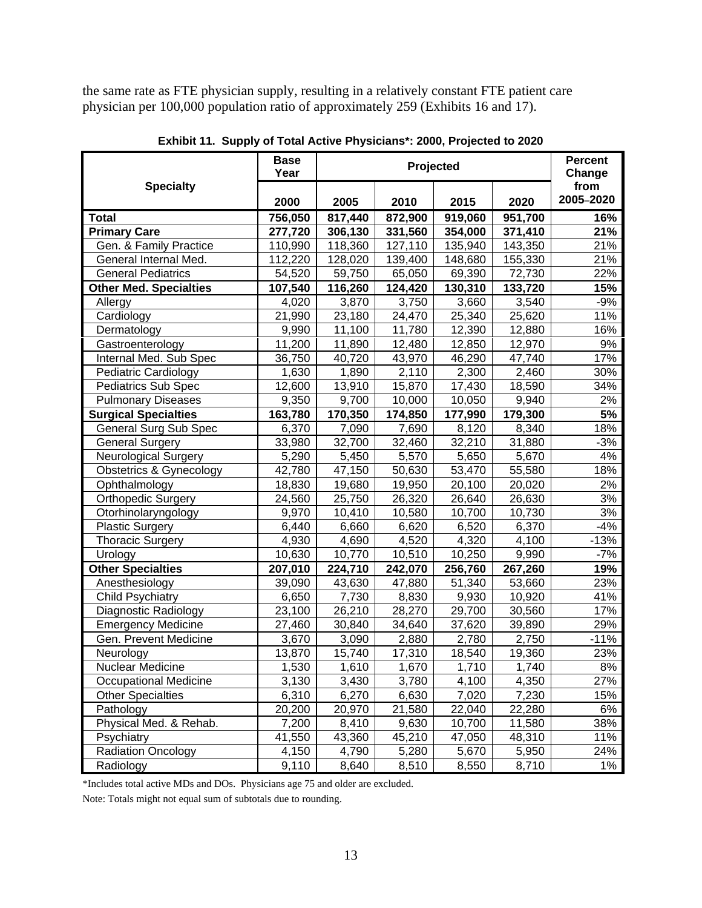the same rate as FTE physician supply, resulting in a relatively constant FTE patient care physician per 100,000 population ratio of approximately 259 (Exhibits 16 and 17).

**Exhibit 11. Supply of Total Active Physicians*: 2000, Projected to 2020**

| Specialty | Base Year | Projected | | | | Percent Change from 2005–2020 |
|---|---|---|---|---|---|---|
| | 2000 | 2005 | 2010 | 2015 | 2020 | |
| **Total** | **756,050** | **817,440** | **872,900** | **919,060** | **951,700** | **16%** |
| **Primary Care** | **277,720** | **306,130** | **331,560** | **354,000** | **371,410** | **21%** |
| Gen. & Family Practice | 110,990 | 118,360 | 127,110 | 135,940 | 143,350 | 21% |
| General Internal Med. | 112,220 | 128,020 | 139,400 | 148,680 | 155,330 | 21% |
| General Pediatrics | 54,520 | 59,750 | 65,050 | 69,390 | 72,730 | 22% |
| **Other Med. Specialties** | **107,540** | **116,260** | **124,420** | **130,310** | **133,720** | **15%** |
| Allergy | 4,020 | 3,870 | 3,750 | 3,660 | 3,540 | -9% |
| Cardiology | 21,990 | 23,180 | 24,470 | 25,340 | 25,620 | 11% |
| Dermatology | 9,990 | 11,100 | 11,780 | 12,390 | 12,880 | 16% |
| Gastroenterology | 11,200 | 11,890 | 12,480 | 12,850 | 12,970 | 9% |
| Internal Med. Sub Spec | 36,750 | 40,720 | 43,970 | 46,290 | 47,740 | 17% |
| Pediatric Cardiology | 1,630 | 1,890 | 2,110 | 2,300 | 2,460 | 30% |
| Pediatrics Sub Spec | 12,600 | 13,910 | 15,870 | 17,430 | 18,590 | 34% |
| Pulmonary Diseases | 9,350 | 9,700 | 10,000 | 10,050 | 9,940 | 2% |
| **Surgical Specialties** | **163,780** | **170,350** | **174,850** | **177,990** | **179,300** | **5%** |
| General Surg Sub Spec | 6,370 | 7,090 | 7,690 | 8,120 | 8,340 | 18% |
| General Surgery | 33,980 | 32,700 | 32,460 | 32,210 | 31,880 | -3% |
| Neurological Surgery | 5,290 | 5,450 | 5,570 | 5,650 | 5,670 | 4% |
| Obstetrics & Gynecology | 42,780 | 47,150 | 50,630 | 53,470 | 55,580 | 18% |
| Ophthalmology | 18,830 | 19,680 | 19,950 | 20,100 | 20,020 | 2% |
| Orthopedic Surgery | 24,560 | 25,750 | 26,320 | 26,640 | 26,630 | 3% |
| Otorhinolaryngology | 9,970 | 10,410 | 10,580 | 10,700 | 10,730 | 3% |
| Plastic Surgery | 6,440 | 6,660 | 6,620 | 6,520 | 6,370 | -4% |
| Thoracic Surgery | 4,930 | 4,690 | 4,520 | 4,320 | 4,100 | -13% |
| Urology | 10,630 | 10,770 | 10,510 | 10,250 | 9,990 | -7% |
| **Other Specialties** | **207,010** | **224,710** | **242,070** | **256,760** | **267,260** | **19%** |
| Anesthesiology | 39,090 | 43,630 | 47,880 | 51,340 | 53,660 | 23% |
| Child Psychiatry | 6,650 | 7,730 | 8,830 | 9,930 | 10,920 | 41% |
| Diagnostic Radiology | 23,100 | 26,210 | 28,270 | 29,700 | 30,560 | 17% |
| Emergency Medicine | 27,460 | 30,840 | 34,640 | 37,620 | 39,890 | 29% |
| Gen. Prevent Medicine | 3,670 | 3,090 | 2,880 | 2,780 | 2,750 | -11% |
| Neurology | 13,870 | 15,740 | 17,310 | 18,540 | 19,360 | 23% |
| Nuclear Medicine | 1,530 | 1,610 | 1,670 | 1,710 | 1,740 | 8% |
| Occupational Medicine | 3,130 | 3,430 | 3,780 | 4,100 | 4,350 | 27% |
| Other Specialties | 6,310 | 6,270 | 6,630 | 7,020 | 7,230 | 15% |
| Pathology | 20,200 | 20,970 | 21,580 | 22,040 | 22,280 | 6% |
| Physical Med. & Rehab. | 7,200 | 8,410 | 9,630 | 10,700 | 11,580 | 38% |
| Psychiatry | 41,550 | 43,360 | 45,210 | 47,050 | 48,310 | 11% |
| Radiation Oncology | 4,150 | 4,790 | 5,280 | 5,670 | 5,950 | 24% |
| Radiology | 9,110 | 8,640 | 8,510 | 8,550 | 8,710 | 1% |

*Includes total active MDs and DOs. Physicians age 75 and older are excluded.

Note: Totals might not equal sum of subtotals due to rounding.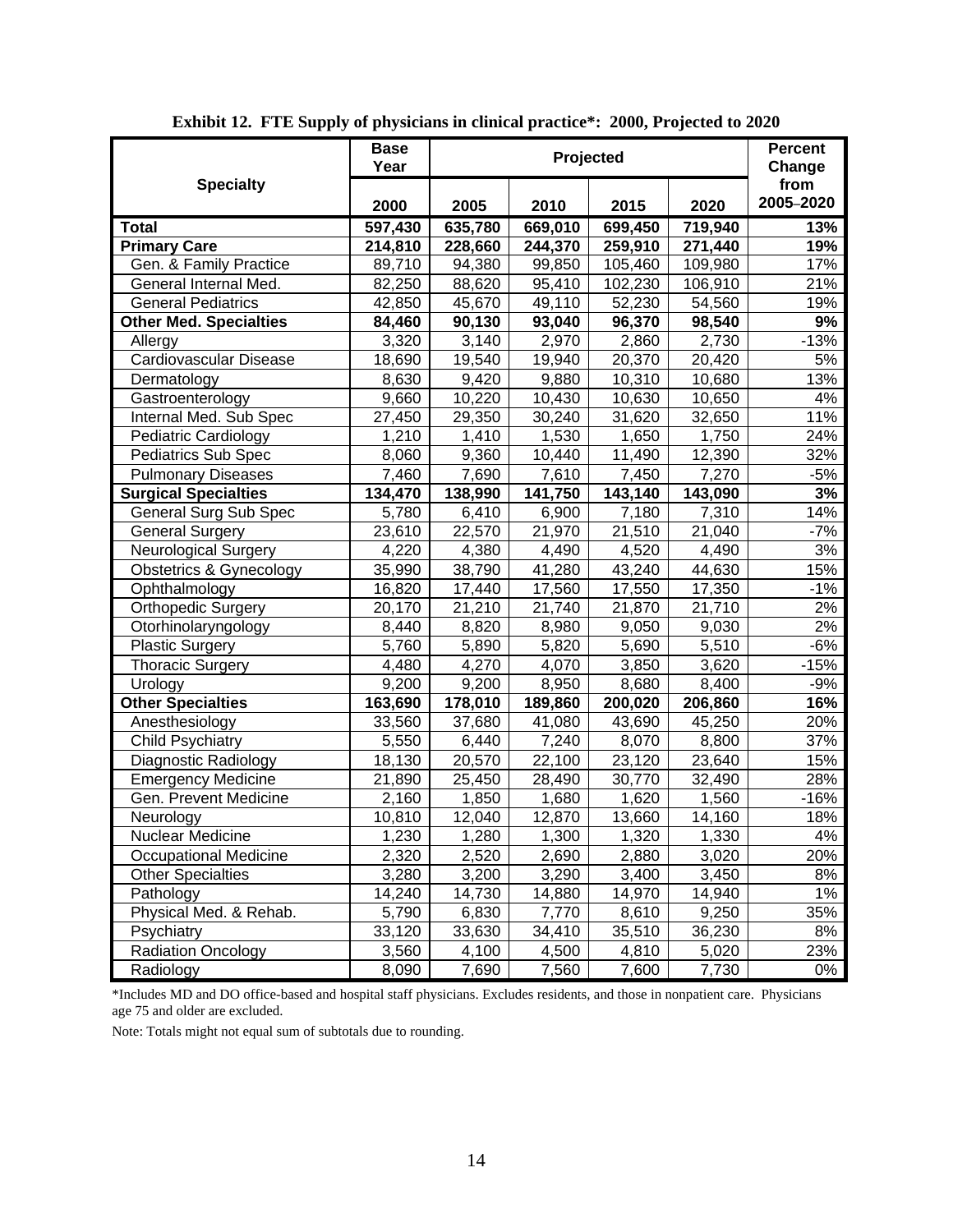**Exhibit 12. FTE Supply of physicians in clinical practice*: 2000, Projected to 2020**

| Specialty | Base Year | Projected | | | | Percent Change from |
|---|---|---|---|---|---|---|
| | 2000 | 2005 | 2010 | 2015 | 2020 | 2005–2020 |
| **Total** | **597,430** | **635,780** | **669,010** | **699,450** | **719,940** | **13%** |
| **Primary Care** | **214,810** | **228,660** | **244,370** | **259,910** | **271,440** | **19%** |
| Gen. & Family Practice | 89,710 | 94,380 | 99,850 | 105,460 | 109,980 | 17% |
| General Internal Med. | 82,250 | 88,620 | 95,410 | 102,230 | 106,910 | 21% |
| General Pediatrics | 42,850 | 45,670 | 49,110 | 52,230 | 54,560 | 19% |
| **Other Med. Specialties** | **84,460** | **90,130** | **93,040** | **96,370** | **98,540** | **9%** |
| Allergy | 3,320 | 3,140 | 2,970 | 2,860 | 2,730 | -13% |
| Cardiovascular Disease | 18,690 | 19,540 | 19,940 | 20,370 | 20,420 | 5% |
| Dermatology | 8,630 | 9,420 | 9,880 | 10,310 | 10,680 | 13% |
| Gastroenterology | 9,660 | 10,220 | 10,430 | 10,630 | 10,650 | 4% |
| Internal Med. Sub Spec | 27,450 | 29,350 | 30,240 | 31,620 | 32,650 | 11% |
| Pediatric Cardiology | 1,210 | 1,410 | 1,530 | 1,650 | 1,750 | 24% |
| Pediatrics Sub Spec | 8,060 | 9,360 | 10,440 | 11,490 | 12,390 | 32% |
| Pulmonary Diseases | 7,460 | 7,690 | 7,610 | 7,450 | 7,270 | -5% |
| **Surgical Specialties** | **134,470** | **138,990** | **141,750** | **143,140** | **143,090** | **3%** |
| General Surg Sub Spec | 5,780 | 6,410 | 6,900 | 7,180 | 7,310 | 14% |
| General Surgery | 23,610 | 22,570 | 21,970 | 21,510 | 21,040 | -7% |
| Neurological Surgery | 4,220 | 4,380 | 4,490 | 4,520 | 4,490 | 3% |
| Obstetrics & Gynecology | 35,990 | 38,790 | 41,280 | 43,240 | 44,630 | 15% |
| Ophthalmology | 16,820 | 17,440 | 17,560 | 17,550 | 17,350 | -1% |
| Orthopedic Surgery | 20,170 | 21,210 | 21,740 | 21,870 | 21,710 | 2% |
| Otorhinolaryngology | 8,440 | 8,820 | 8,980 | 9,050 | 9,030 | 2% |
| Plastic Surgery | 5,760 | 5,890 | 5,820 | 5,690 | 5,510 | -6% |
| Thoracic Surgery | 4,480 | 4,270 | 4,070 | 3,850 | 3,620 | -15% |
| Urology | 9,200 | 9,200 | 8,950 | 8,680 | 8,400 | -9% |
| **Other Specialties** | **163,690** | **178,010** | **189,860** | **200,020** | **206,860** | **16%** |
| Anesthesiology | 33,560 | 37,680 | 41,080 | 43,690 | 45,250 | 20% |
| Child Psychiatry | 5,550 | 6,440 | 7,240 | 8,070 | 8,800 | 37% |
| Diagnostic Radiology | 18,130 | 20,570 | 22,100 | 23,120 | 23,640 | 15% |
| Emergency Medicine | 21,890 | 25,450 | 28,490 | 30,770 | 32,490 | 28% |
| Gen. Prevent Medicine | 2,160 | 1,850 | 1,680 | 1,620 | 1,560 | -16% |
| Neurology | 10,810 | 12,040 | 12,870 | 13,660 | 14,160 | 18% |
| Nuclear Medicine | 1,230 | 1,280 | 1,300 | 1,320 | 1,330 | 4% |
| Occupational Medicine | 2,320 | 2,520 | 2,690 | 2,880 | 3,020 | 20% |
| Other Specialties | 3,280 | 3,200 | 3,290 | 3,400 | 3,450 | 8% |
| Pathology | 14,240 | 14,730 | 14,880 | 14,970 | 14,940 | 1% |
| Physical Med. & Rehab. | 5,790 | 6,830 | 7,770 | 8,610 | 9,250 | 35% |
| Psychiatry | 33,120 | 33,630 | 34,410 | 35,510 | 36,230 | 8% |
| Radiation Oncology | 3,560 | 4,100 | 4,500 | 4,810 | 5,020 | 23% |
| Radiology | 8,090 | 7,690 | 7,560 | 7,600 | 7,730 | 0% |

*Includes MD and DO office-based and hospital staff physicians. Excludes residents, and those in nonpatient care. Physicians age 75 and older are excluded.

Note: Totals might not equal sum of subtotals due to rounding.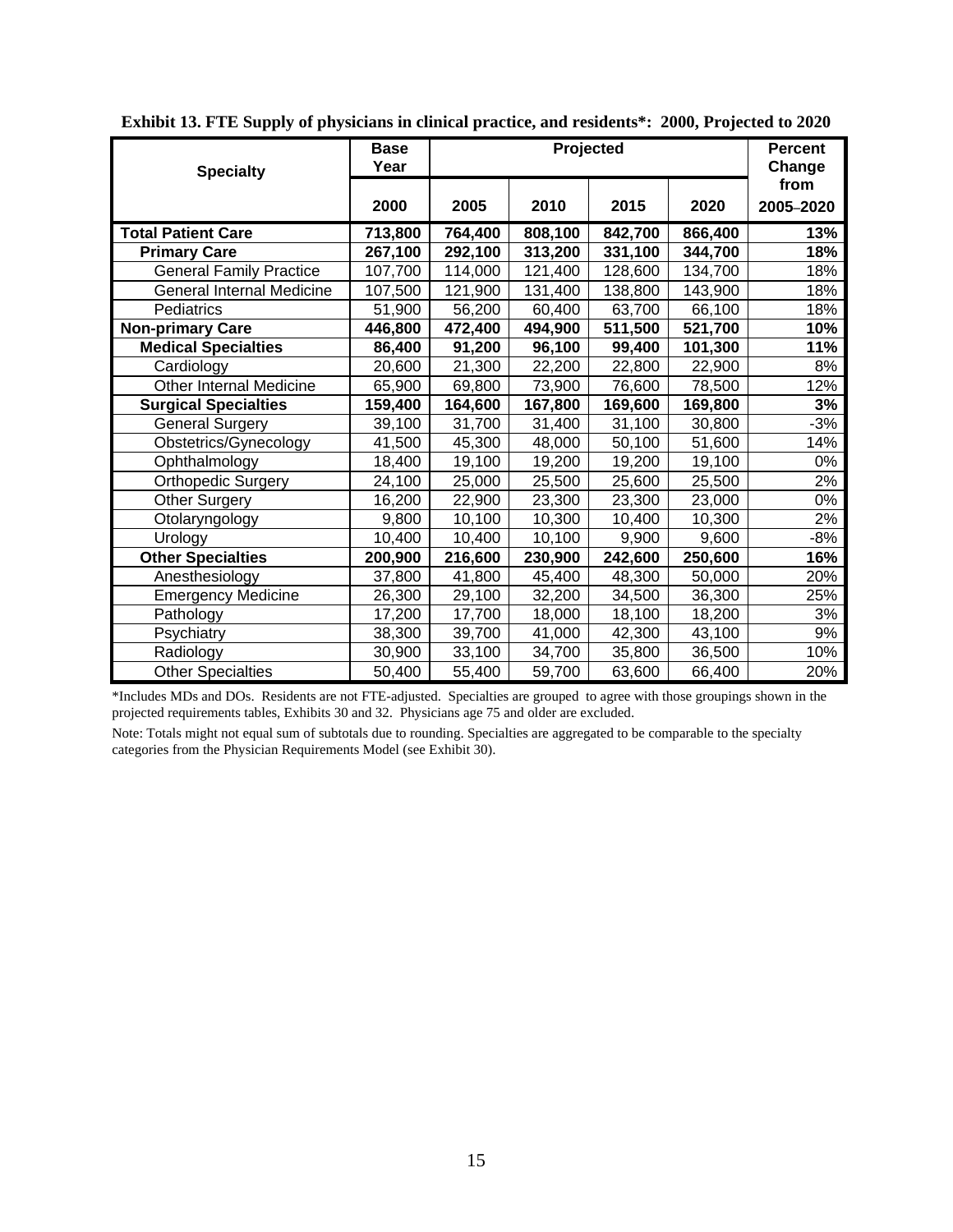**Exhibit 13. FTE Supply of physicians in clinical practice, and residents*: 2000, Projected to 2020**

| Specialty | Base Year | Projected | | | | Percent Change from |
|---|---|---|---|---|---|---|
| | 2000 | 2005 | 2010 | 2015 | 2020 | 2005–2020 |
| **Total Patient Care** | **713,800** | **764,400** | **808,100** | **842,700** | **866,400** | **13%** |
| **Primary Care** | **267,100** | **292,100** | **313,200** | **331,100** | **344,700** | **18%** |
| General Family Practice | 107,700 | 114,000 | 121,400 | 128,600 | 134,700 | 18% |
| General Internal Medicine | 107,500 | 121,900 | 131,400 | 138,800 | 143,900 | 18% |
| Pediatrics | 51,900 | 56,200 | 60,400 | 63,700 | 66,100 | 18% |
| **Non-primary Care** | **446,800** | **472,400** | **494,900** | **511,500** | **521,700** | **10%** |
| **Medical Specialties** | **86,400** | **91,200** | **96,100** | **99,400** | **101,300** | **11%** |
| Cardiology | 20,600 | 21,300 | 22,200 | 22,800 | 22,900 | 8% |
| Other Internal Medicine | 65,900 | 69,800 | 73,900 | 76,600 | 78,500 | 12% |
| **Surgical Specialties** | **159,400** | **164,600** | **167,800** | **169,600** | **169,800** | **3%** |
| General Surgery | 39,100 | 31,700 | 31,400 | 31,100 | 30,800 | -3% |
| Obstetrics/Gynecology | 41,500 | 45,300 | 48,000 | 50,100 | 51,600 | 14% |
| Ophthalmology | 18,400 | 19,100 | 19,200 | 19,200 | 19,100 | 0% |
| Orthopedic Surgery | 24,100 | 25,000 | 25,500 | 25,600 | 25,500 | 2% |
| Other Surgery | 16,200 | 22,900 | 23,300 | 23,300 | 23,000 | 0% |
| Otolaryngology | 9,800 | 10,100 | 10,300 | 10,400 | 10,300 | 2% |
| Urology | 10,400 | 10,400 | 10,100 | 9,900 | 9,600 | -8% |
| **Other Specialties** | **200,900** | **216,600** | **230,900** | **242,600** | **250,600** | **16%** |
| Anesthesiology | 37,800 | 41,800 | 45,400 | 48,300 | 50,000 | 20% |
| Emergency Medicine | 26,300 | 29,100 | 32,200 | 34,500 | 36,300 | 25% |
| Pathology | 17,200 | 17,700 | 18,000 | 18,100 | 18,200 | 3% |
| Psychiatry | 38,300 | 39,700 | 41,000 | 42,300 | 43,100 | 9% |
| Radiology | 30,900 | 33,100 | 34,700 | 35,800 | 36,500 | 10% |
| Other Specialties | 50,400 | 55,400 | 59,700 | 63,600 | 66,400 | 20% |

*Includes MDs and DOs. Residents are not FTE-adjusted. Specialties are grouped to agree with those groupings shown in the projected requirements tables, Exhibits 30 and 32. Physicians age 75 and older are excluded.

Note: Totals might not equal sum of subtotals due to rounding. Specialties are aggregated to be comparable to the specialty categories from the Physician Requirements Model (see Exhibit 30).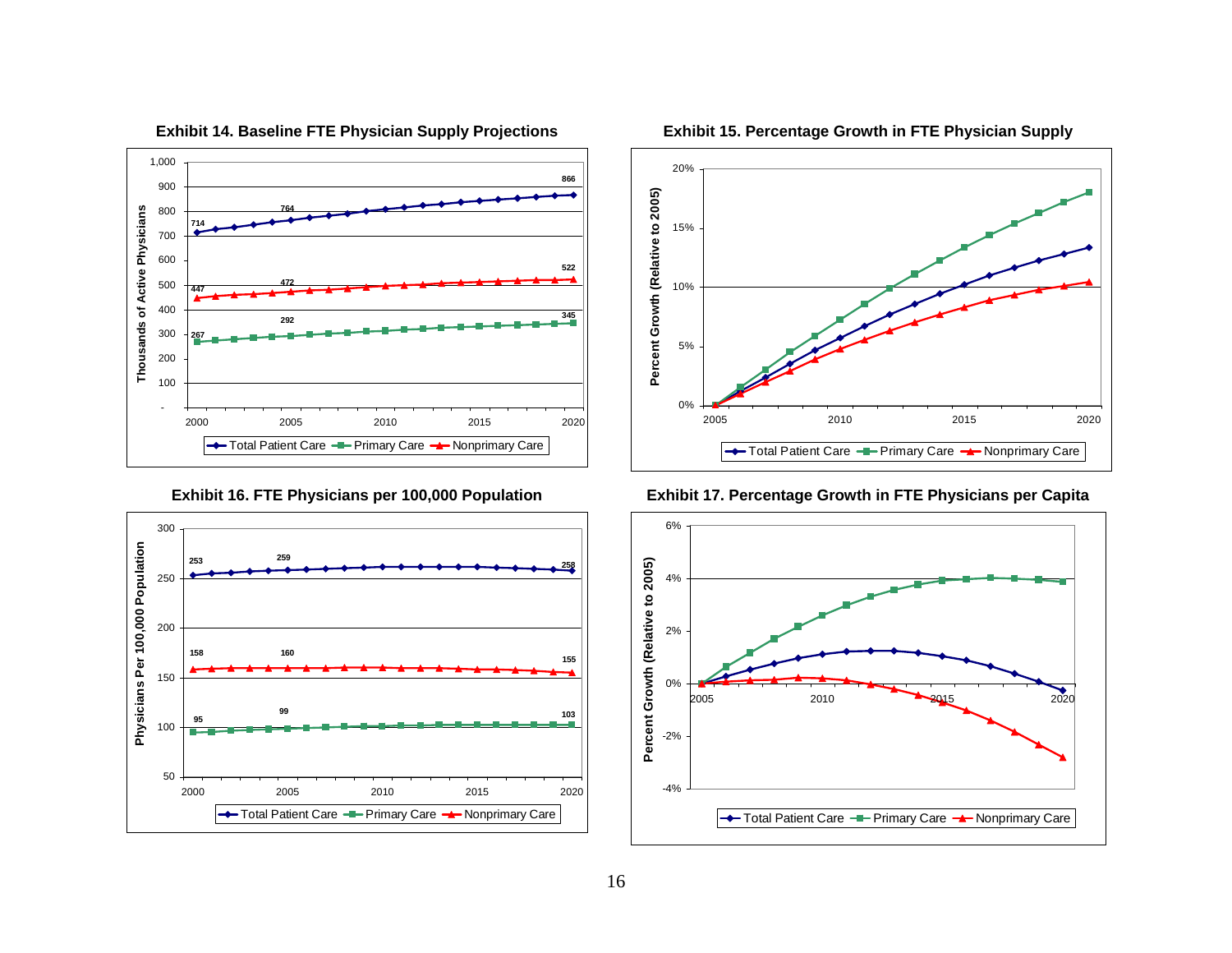**Exhibit 14. Baseline FTE Physician Supply Projections**

**Exhibit 15. Percentage Growth in FTE Physician Supply**

**Exhibit 16. FTE Physicians per 100,000 Population**

**Exhibit 17. Percentage Growth in FTE Physicians per Capita**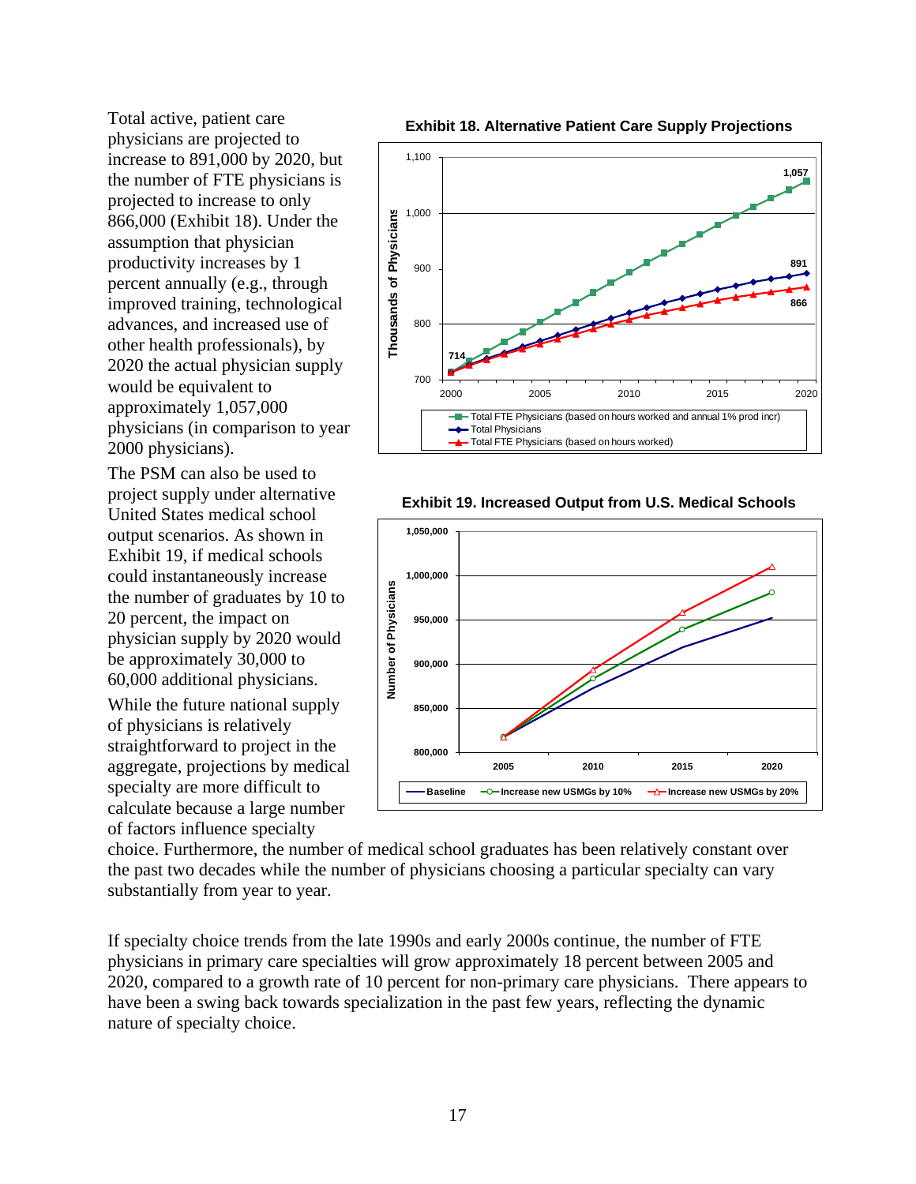Total active, patient care physicians are projected to increase to 891,000 by 2020, but the number of FTE physicians is projected to increase to only 866,000 (Exhibit 18). Under the assumption that physician productivity increases by 1 percent annually (e.g., through improved training, technological advances, and increased use of other health professionals), by 2020 the actual physician supply would be equivalent to approximately 1,057,000 physicians (in comparison to year 2000 physicians).

**Exhibit 18. Alternative Patient Care Supply Projections**

**Exhibit 19. Increased Output from U.S. Medical Schools**

The PSM can also be used to project supply under alternative United States medical school output scenarios. As shown in Exhibit 19, if medical schools could instantaneously increase the number of graduates by 10 to 20 percent, the impact on physician supply by 2020 would be approximately 30,000 to 60,000 additional physicians.

While the future national supply of physicians is relatively straightforward to project in the aggregate, projections by medical specialty are more difficult to calculate because a large number of factors influence specialty choice. Furthermore, the number of medical school graduates has been relatively constant over the past two decades while the number of physicians choosing a particular specialty can vary substantially from year to year.

If specialty choice trends from the late 1990s and early 2000s continue, the number of FTE physicians in primary care specialties will grow approximately 18 percent between 2005 and 2020, compared to a growth rate of 10 percent for non-primary care physicians. There appears to have been a swing back towards specialization in the past few years, reflecting the dynamic nature of specialty choice.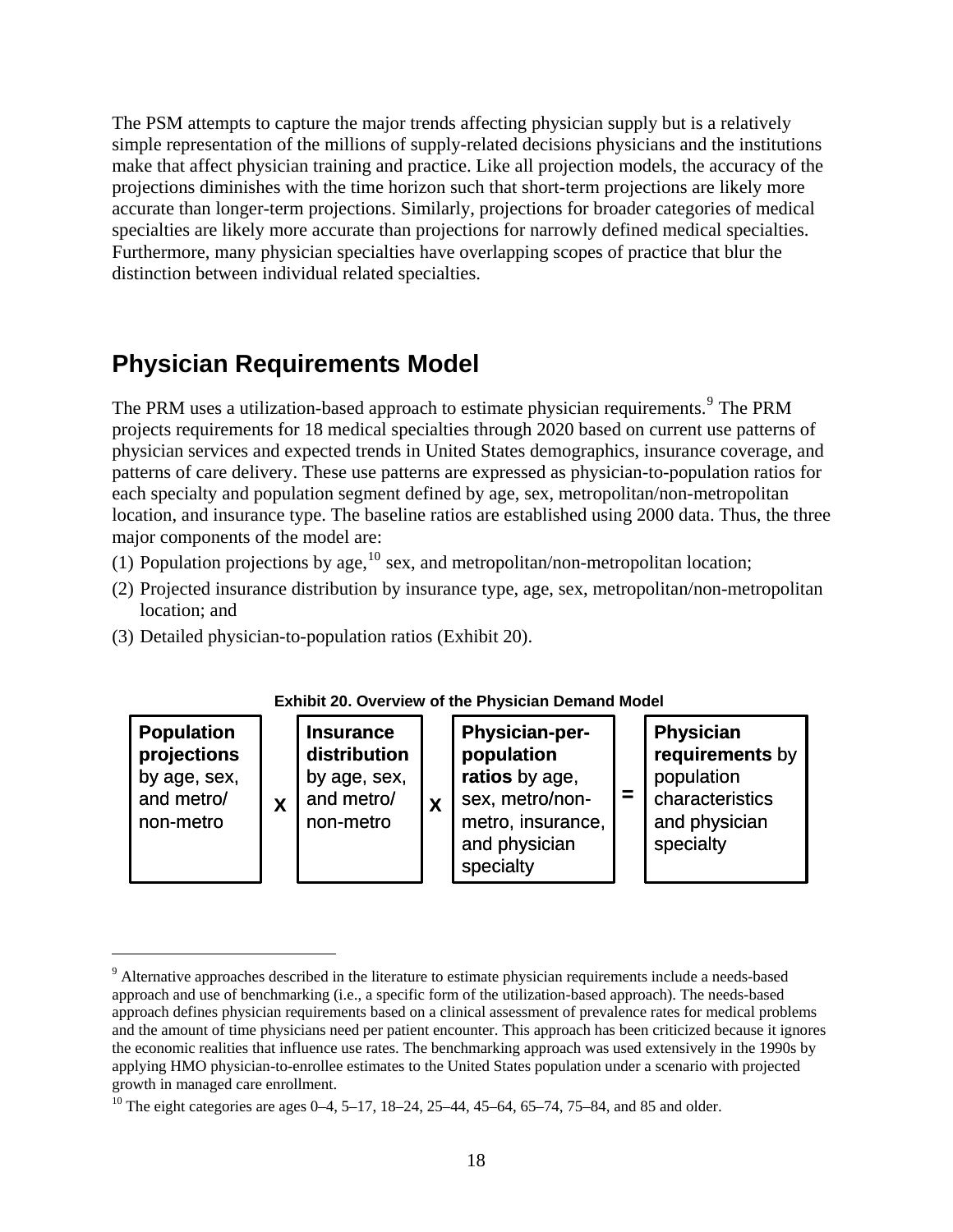The PSM attempts to capture the major trends affecting physician supply but is a relatively simple representation of the millions of supply-related decisions physicians and the institutions make that affect physician training and practice. Like all projection models, the accuracy of the projections diminishes with the time horizon such that short-term projections are likely more accurate than longer-term projections. Similarly, projections for broader categories of medical specialties are likely more accurate than projections for narrowly defined medical specialties. Furthermore, many physician specialties have overlapping scopes of practice that blur the distinction between individual related specialties.

## Physician Requirements Model

The PRM uses a utilization-based approach to estimate physician requirements.[9] The PRM projects requirements for 18 medical specialties through 2020 based on current use patterns of physician services and expected trends in United States demographics, insurance coverage, and patterns of care delivery. These use patterns are expressed as physician-to-population ratios for each specialty and population segment defined by age, sex, metropolitan/non-metropolitan location, and insurance type. The baseline ratios are established using 2000 data. Thus, the three major components of the model are:

(1) Population projections by age,[10] sex, and metropolitan/non-metropolitan location;

(2) Projected insurance distribution by insurance type, age, sex, metropolitan/non-metropolitan location; and

(3) Detailed physician-to-population ratios (Exhibit 20).

**Exhibit 20. Overview of the Physician Demand Model**

| **Population projections** by age, sex, and metro/ non-metro | X | **Insurance distribution** by age, sex, and metro/ non-metro | X | **Physician-per-population ratios** by age, sex, metro/non-metro, insurance, and physician specialty | = | **Physician requirements** by population characteristics and physician specialty |
|---|---|---|---|---|---|---|

[9] Alternative approaches described in the literature to estimate physician requirements include a needs-based approach and use of benchmarking (i.e., a specific form of the utilization-based approach). The needs-based approach defines physician requirements based on a clinical assessment of prevalence rates for medical problems and the amount of time physicians need per patient encounter. This approach has been criticized because it ignores the economic realities that influence use rates. The benchmarking approach was used extensively in the 1990s by applying HMO physician-to-enrollee estimates to the United States population under a scenario with projected growth in managed care enrollment.

[10] The eight categories are ages 0–4, 5–17, 18–24, 25–44, 45–64, 65–74, 75–84, and 85 and older.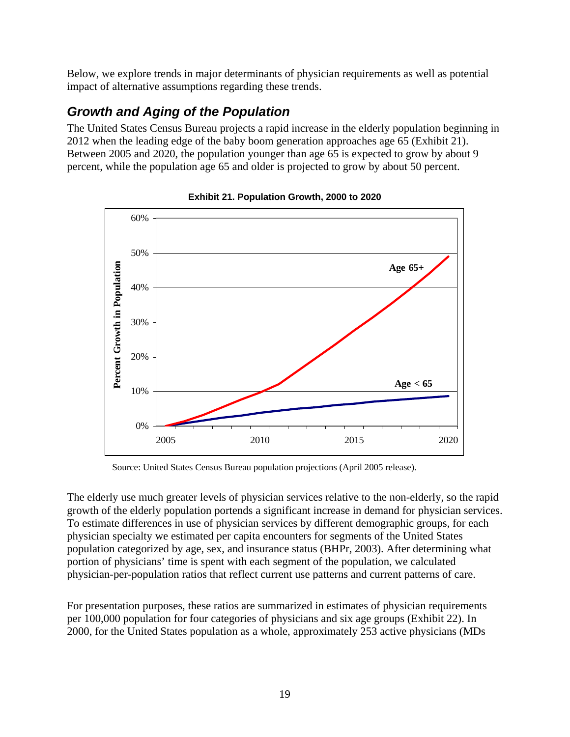Below, we explore trends in major determinants of physician requirements as well as potential impact of alternative assumptions regarding these trends.

## *Growth and Aging of the Population*

The United States Census Bureau projects a rapid increase in the elderly population beginning in 2012 when the leading edge of the baby boom generation approaches age 65 (Exhibit 21). Between 2005 and 2020, the population younger than age 65 is expected to grow by about 9 percent, while the population age 65 and older is projected to grow by about 50 percent.

**Exhibit 21. Population Growth, 2000 to 2020**

Source: United States Census Bureau population projections (April 2005 release).

The elderly use much greater levels of physician services relative to the non-elderly, so the rapid growth of the elderly population portends a significant increase in demand for physician services. To estimate differences in use of physician services by different demographic groups, for each physician specialty we estimated per capita encounters for segments of the United States population categorized by age, sex, and insurance status (BHPr, 2003). After determining what portion of physicians' time is spent with each segment of the population, we calculated physician-per-population ratios that reflect current use patterns and current patterns of care.

For presentation purposes, these ratios are summarized in estimates of physician requirements per 100,000 population for four categories of physicians and six age groups (Exhibit 22). In 2000, for the United States population as a whole, approximately 253 active physicians (MDs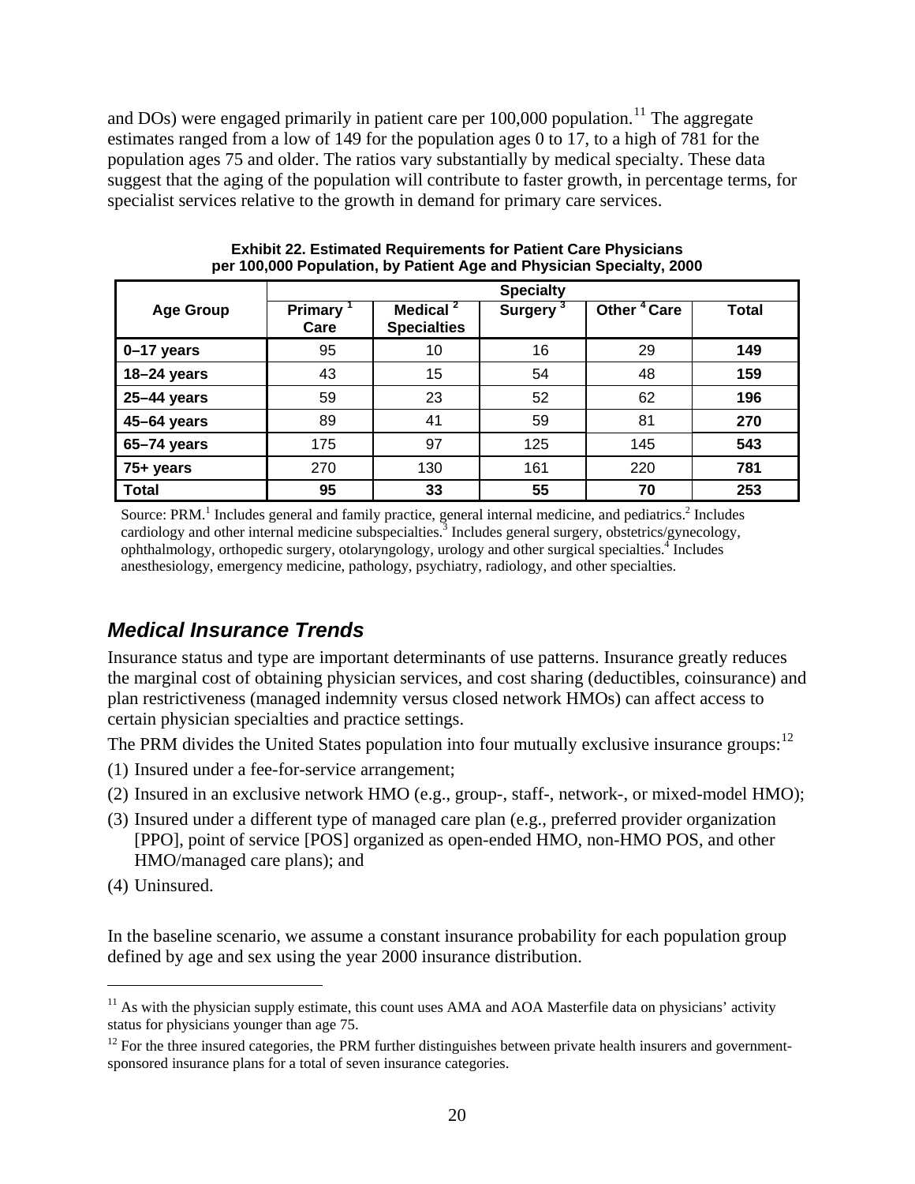and DOs) were engaged primarily in patient care per 100,000 population.[11] The aggregate estimates ranged from a low of 149 for the population ages 0 to 17, to a high of 781 for the population ages 75 and older. The ratios vary substantially by medical specialty. These data suggest that the aging of the population will contribute to faster growth, in percentage terms, for specialist services relative to the growth in demand for primary care services.

**Exhibit 22. Estimated Requirements for Patient Care Physicians per 100,000 Population, by Patient Age and Physician Specialty, 2000**

| Age Group | Specialty | | | | |
|---|---|---|---|---|---|
| | Primary [1] Care | Medical [2] Specialties | Surgery [3] | Other [4] Care | Total |
| **0–17 years** | 95 | 10 | 16 | 29 | **149** |
| **18–24 years** | 43 | 15 | 54 | 48 | **159** |
| **25–44 years** | 59 | 23 | 52 | 62 | **196** |
| **45–64 years** | 89 | 41 | 59 | 81 | **270** |
| **65–74 years** | 175 | 97 | 125 | 145 | **543** |
| **75+ years** | 270 | 130 | 161 | 220 | **781** |
| **Total** | **95** | **33** | **55** | **70** | **253** |

Source: PRM.[1] Includes general and family practice, general internal medicine, and pediatrics.[2] Includes cardiology and other internal medicine subspecialties.[3] Includes general surgery, obstetrics/gynecology, ophthalmology, orthopedic surgery, otolaryngology, urology and other surgical specialties.[4] Includes anesthesiology, emergency medicine, pathology, psychiatry, radiology, and other specialties.

## *Medical Insurance Trends*

Insurance status and type are important determinants of use patterns. Insurance greatly reduces the marginal cost of obtaining physician services, and cost sharing (deductibles, coinsurance) and plan restrictiveness (managed indemnity versus closed network HMOs) can affect access to certain physician specialties and practice settings.

The PRM divides the United States population into four mutually exclusive insurance groups:[12]

(1) Insured under a fee-for-service arrangement;

(2) Insured in an exclusive network HMO (e.g., group-, staff-, network-, or mixed-model HMO);

(3) Insured under a different type of managed care plan (e.g., preferred provider organization [PPO], point of service [POS] organized as open-ended HMO, non-HMO POS, and other HMO/managed care plans); and

(4) Uninsured.

In the baseline scenario, we assume a constant insurance probability for each population group defined by age and sex using the year 2000 insurance distribution.

---

[11] As with the physician supply estimate, this count uses AMA and AOA Masterfile data on physicians' activity status for physicians younger than age 75.

[12] For the three insured categories, the PRM further distinguishes between private health insurers and government-sponsored insurance plans for a total of seven insurance categories.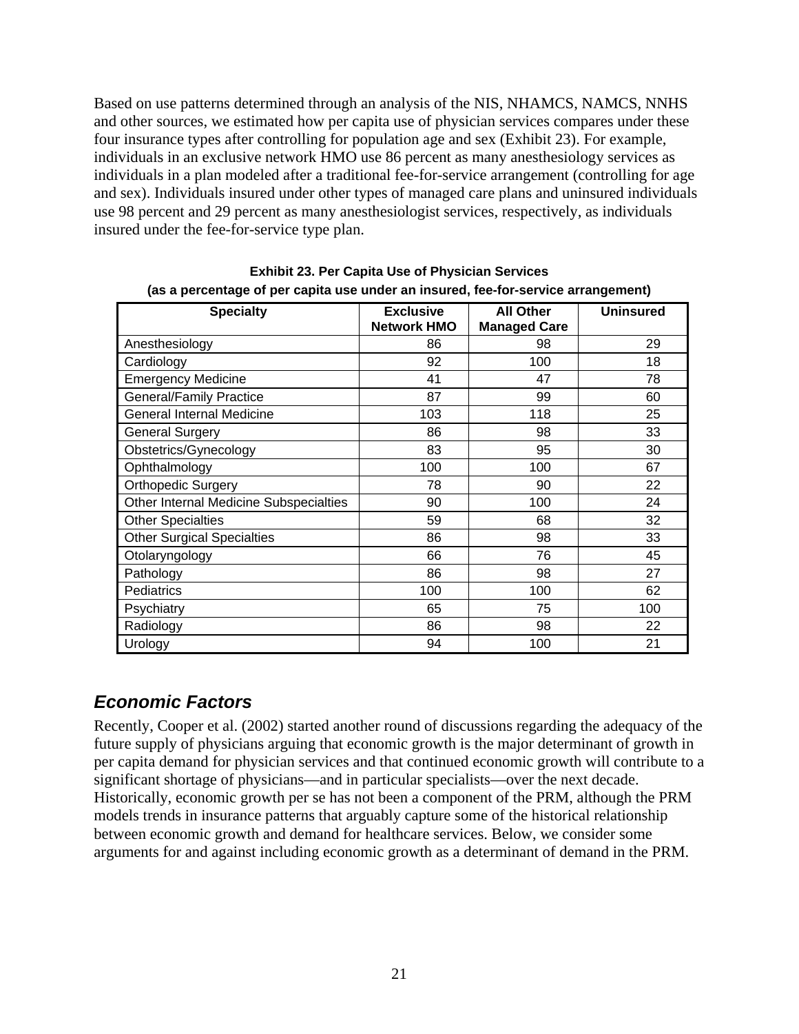Based on use patterns determined through an analysis of the NIS, NHAMCS, NAMCS, NNHS and other sources, we estimated how per capita use of physician services compares under these four insurance types after controlling for population age and sex (Exhibit 23). For example, individuals in an exclusive network HMO use 86 percent as many anesthesiology services as individuals in a plan modeled after a traditional fee-for-service arrangement (controlling for age and sex). Individuals insured under other types of managed care plans and uninsured individuals use 98 percent and 29 percent as many anesthesiologist services, respectively, as individuals insured under the fee-for-service type plan.

**Exhibit 23. Per Capita Use of Physician Services**
**(as a percentage of per capita use under an insured, fee-for-service arrangement)**

| Specialty | Exclusive Network HMO | All Other Managed Care | Uninsured |
|---|---|---|---|
| Anesthesiology | 86 | 98 | 29 |
| Cardiology | 92 | 100 | 18 |
| Emergency Medicine | 41 | 47 | 78 |
| General/Family Practice | 87 | 99 | 60 |
| General Internal Medicine | 103 | 118 | 25 |
| General Surgery | 86 | 98 | 33 |
| Obstetrics/Gynecology | 83 | 95 | 30 |
| Ophthalmology | 100 | 100 | 67 |
| Orthopedic Surgery | 78 | 90 | 22 |
| Other Internal Medicine Subspecialties | 90 | 100 | 24 |
| Other Specialties | 59 | 68 | 32 |
| Other Surgical Specialties | 86 | 98 | 33 |
| Otolaryngology | 66 | 76 | 45 |
| Pathology | 86 | 98 | 27 |
| Pediatrics | 100 | 100 | 62 |
| Psychiatry | 65 | 75 | 100 |
| Radiology | 86 | 98 | 22 |
| Urology | 94 | 100 | 21 |

## *Economic Factors*

Recently, Cooper et al. (2002) started another round of discussions regarding the adequacy of the future supply of physicians arguing that economic growth is the major determinant of growth in per capita demand for physician services and that continued economic growth will contribute to a significant shortage of physicians—and in particular specialists—over the next decade. Historically, economic growth per se has not been a component of the PRM, although the PRM models trends in insurance patterns that arguably capture some of the historical relationship between economic growth and demand for healthcare services. Below, we consider some arguments for and against including economic growth as a determinant of demand in the PRM.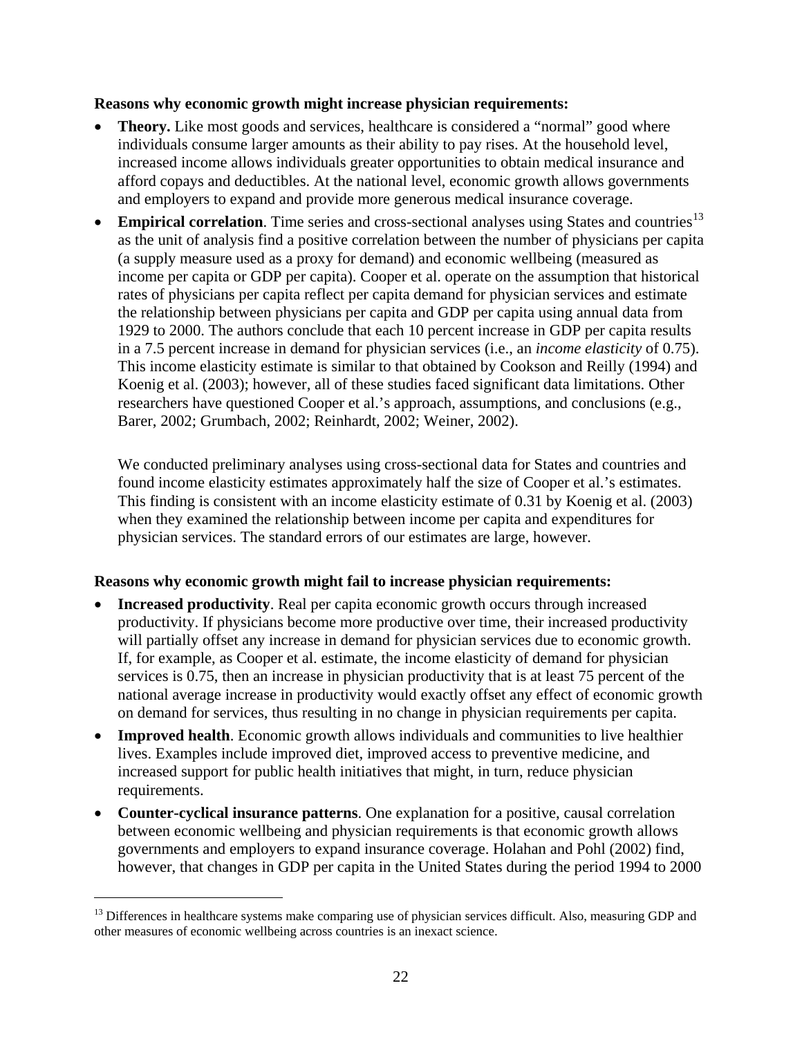**Reasons why economic growth might increase physician requirements:**

- **Theory.** Like most goods and services, healthcare is considered a "normal" good where individuals consume larger amounts as their ability to pay rises. At the household level, increased income allows individuals greater opportunities to obtain medical insurance and afford copays and deductibles. At the national level, economic growth allows governments and employers to expand and provide more generous medical insurance coverage.
- **Empirical correlation**. Time series and cross-sectional analyses using States and countries[13] as the unit of analysis find a positive correlation between the number of physicians per capita (a supply measure used as a proxy for demand) and economic wellbeing (measured as income per capita or GDP per capita). Cooper et al. operate on the assumption that historical rates of physicians per capita reflect per capita demand for physician services and estimate the relationship between physicians per capita and GDP per capita using annual data from 1929 to 2000. The authors conclude that each 10 percent increase in GDP per capita results in a 7.5 percent increase in demand for physician services (i.e., an *income elasticity* of 0.75). This income elasticity estimate is similar to that obtained by Cookson and Reilly (1994) and Koenig et al. (2003); however, all of these studies faced significant data limitations. Other researchers have questioned Cooper et al.'s approach, assumptions, and conclusions (e.g., Barer, 2002; Grumbach, 2002; Reinhardt, 2002; Weiner, 2002).

  We conducted preliminary analyses using cross-sectional data for States and countries and found income elasticity estimates approximately half the size of Cooper et al.'s estimates. This finding is consistent with an income elasticity estimate of 0.31 by Koenig et al. (2003) when they examined the relationship between income per capita and expenditures for physician services. The standard errors of our estimates are large, however.

**Reasons why economic growth might fail to increase physician requirements:**

- **Increased productivity**. Real per capita economic growth occurs through increased productivity. If physicians become more productive over time, their increased productivity will partially offset any increase in demand for physician services due to economic growth. If, for example, as Cooper et al. estimate, the income elasticity of demand for physician services is 0.75, then an increase in physician productivity that is at least 75 percent of the national average increase in productivity would exactly offset any effect of economic growth on demand for services, thus resulting in no change in physician requirements per capita.
- **Improved health**. Economic growth allows individuals and communities to live healthier lives. Examples include improved diet, improved access to preventive medicine, and increased support for public health initiatives that might, in turn, reduce physician requirements.
- **Counter-cyclical insurance patterns**. One explanation for a positive, causal correlation between economic wellbeing and physician requirements is that economic growth allows governments and employers to expand insurance coverage. Holahan and Pohl (2002) find, however, that changes in GDP per capita in the United States during the period 1994 to 2000

[13] Differences in healthcare systems make comparing use of physician services difficult. Also, measuring GDP and other measures of economic wellbeing across countries is an inexact science.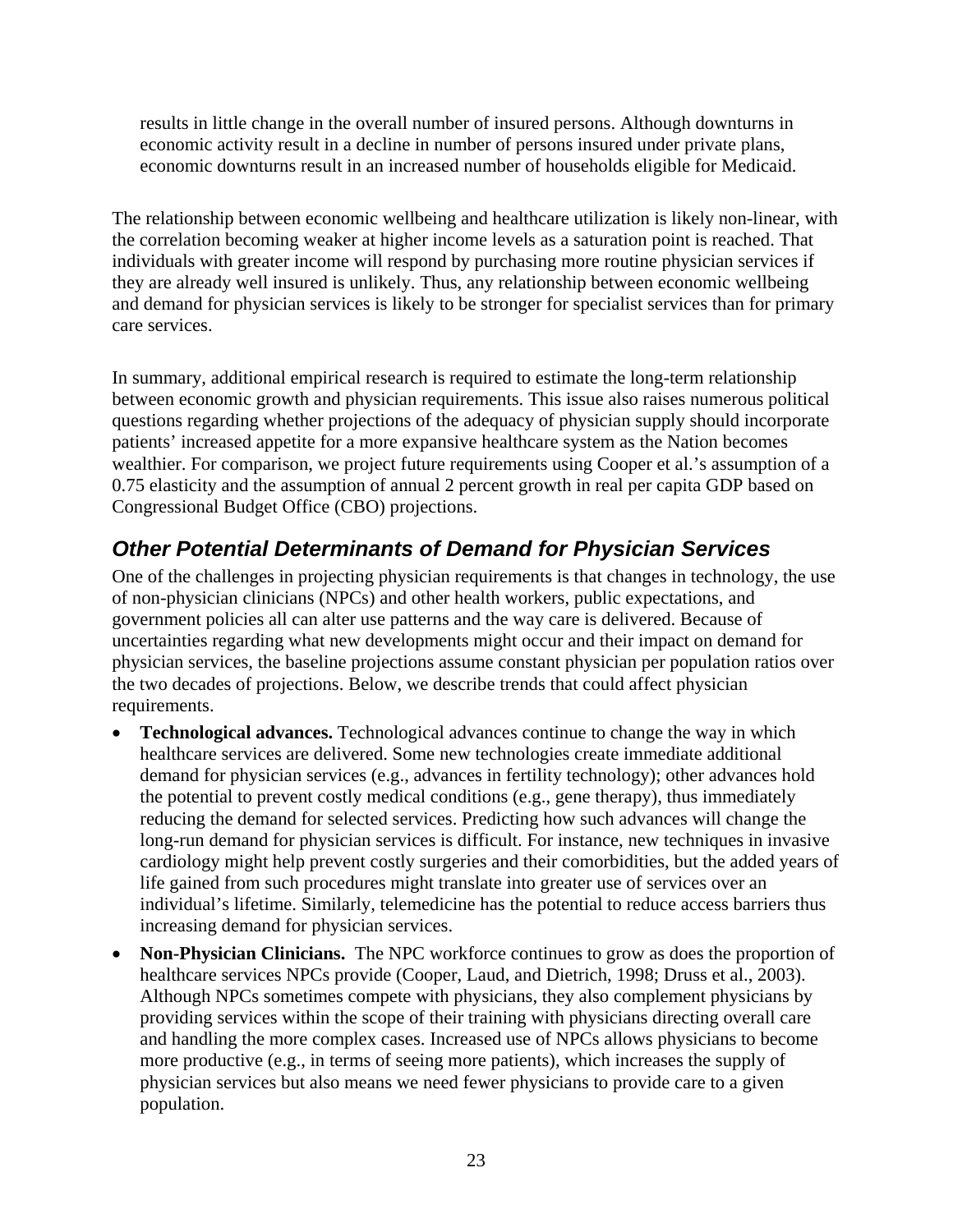results in little change in the overall number of insured persons. Although downturns in economic activity result in a decline in number of persons insured under private plans, economic downturns result in an increased number of households eligible for Medicaid.

The relationship between economic wellbeing and healthcare utilization is likely non-linear, with the correlation becoming weaker at higher income levels as a saturation point is reached. That individuals with greater income will respond by purchasing more routine physician services if they are already well insured is unlikely. Thus, any relationship between economic wellbeing and demand for physician services is likely to be stronger for specialist services than for primary care services.

In summary, additional empirical research is required to estimate the long-term relationship between economic growth and physician requirements. This issue also raises numerous political questions regarding whether projections of the adequacy of physician supply should incorporate patients' increased appetite for a more expansive healthcare system as the Nation becomes wealthier. For comparison, we project future requirements using Cooper et al.'s assumption of a 0.75 elasticity and the assumption of annual 2 percent growth in real per capita GDP based on Congressional Budget Office (CBO) projections.

## *Other Potential Determinants of Demand for Physician Services*

One of the challenges in projecting physician requirements is that changes in technology, the use of non-physician clinicians (NPCs) and other health workers, public expectations, and government policies all can alter use patterns and the way care is delivered. Because of uncertainties regarding what new developments might occur and their impact on demand for physician services, the baseline projections assume constant physician per population ratios over the two decades of projections. Below, we describe trends that could affect physician requirements.

- **Technological advances.** Technological advances continue to change the way in which healthcare services are delivered. Some new technologies create immediate additional demand for physician services (e.g., advances in fertility technology); other advances hold the potential to prevent costly medical conditions (e.g., gene therapy), thus immediately reducing the demand for selected services. Predicting how such advances will change the long-run demand for physician services is difficult. For instance, new techniques in invasive cardiology might help prevent costly surgeries and their comorbidities, but the added years of life gained from such procedures might translate into greater use of services over an individual's lifetime. Similarly, telemedicine has the potential to reduce access barriers thus increasing demand for physician services.
- **Non-Physician Clinicians.** The NPC workforce continues to grow as does the proportion of healthcare services NPCs provide (Cooper, Laud, and Dietrich, 1998; Druss et al., 2003). Although NPCs sometimes compete with physicians, they also complement physicians by providing services within the scope of their training with physicians directing overall care and handling the more complex cases. Increased use of NPCs allows physicians to become more productive (e.g., in terms of seeing more patients), which increases the supply of physician services but also means we need fewer physicians to provide care to a given population.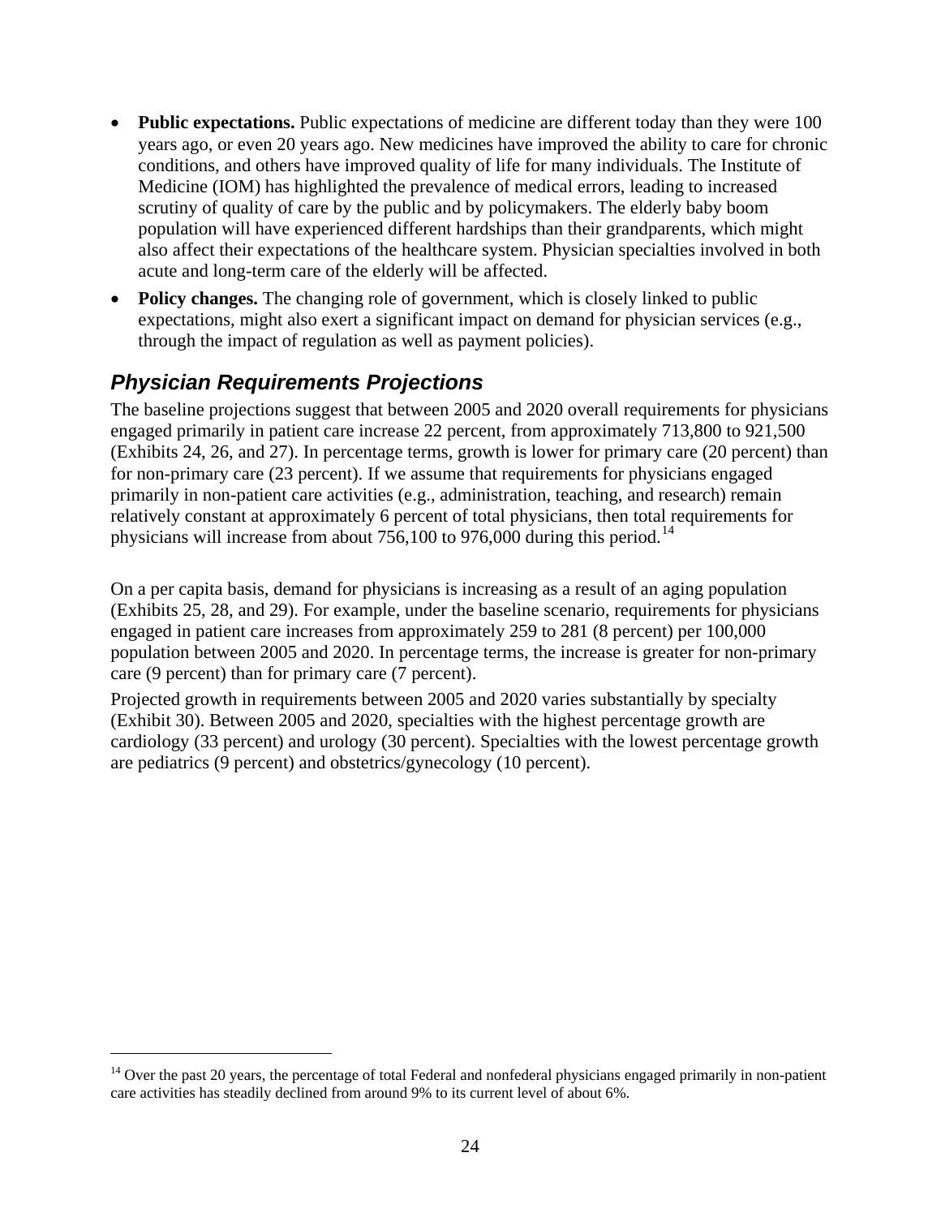- **Public expectations.** Public expectations of medicine are different today than they were 100 years ago, or even 20 years ago. New medicines have improved the ability to care for chronic conditions, and others have improved quality of life for many individuals. The Institute of Medicine (IOM) has highlighted the prevalence of medical errors, leading to increased scrutiny of quality of care by the public and by policymakers. The elderly baby boom population will have experienced different hardships than their grandparents, which might also affect their expectations of the healthcare system. Physician specialties involved in both acute and long-term care of the elderly will be affected.
- **Policy changes.** The changing role of government, which is closely linked to public expectations, might also exert a significant impact on demand for physician services (e.g., through the impact of regulation as well as payment policies).

## *Physician Requirements Projections*

The baseline projections suggest that between 2005 and 2020 overall requirements for physicians engaged primarily in patient care increase 22 percent, from approximately 713,800 to 921,500 (Exhibits 24, 26, and 27). In percentage terms, growth is lower for primary care (20 percent) than for non-primary care (23 percent). If we assume that requirements for physicians engaged primarily in non-patient care activities (e.g., administration, teaching, and research) remain relatively constant at approximately 6 percent of total physicians, then total requirements for physicians will increase from about 756,100 to 976,000 during this period.[14]

On a per capita basis, demand for physicians is increasing as a result of an aging population (Exhibits 25, 28, and 29). For example, under the baseline scenario, requirements for physicians engaged in patient care increases from approximately 259 to 281 (8 percent) per 100,000 population between 2005 and 2020. In percentage terms, the increase is greater for non-primary care (9 percent) than for primary care (7 percent).

Projected growth in requirements between 2005 and 2020 varies substantially by specialty (Exhibit 30). Between 2005 and 2020, specialties with the highest percentage growth are cardiology (33 percent) and urology (30 percent). Specialties with the lowest percentage growth are pediatrics (9 percent) and obstetrics/gynecology (10 percent).

[14] Over the past 20 years, the percentage of total Federal and nonfederal physicians engaged primarily in non-patient care activities has steadily declined from around 9% to its current level of about 6%.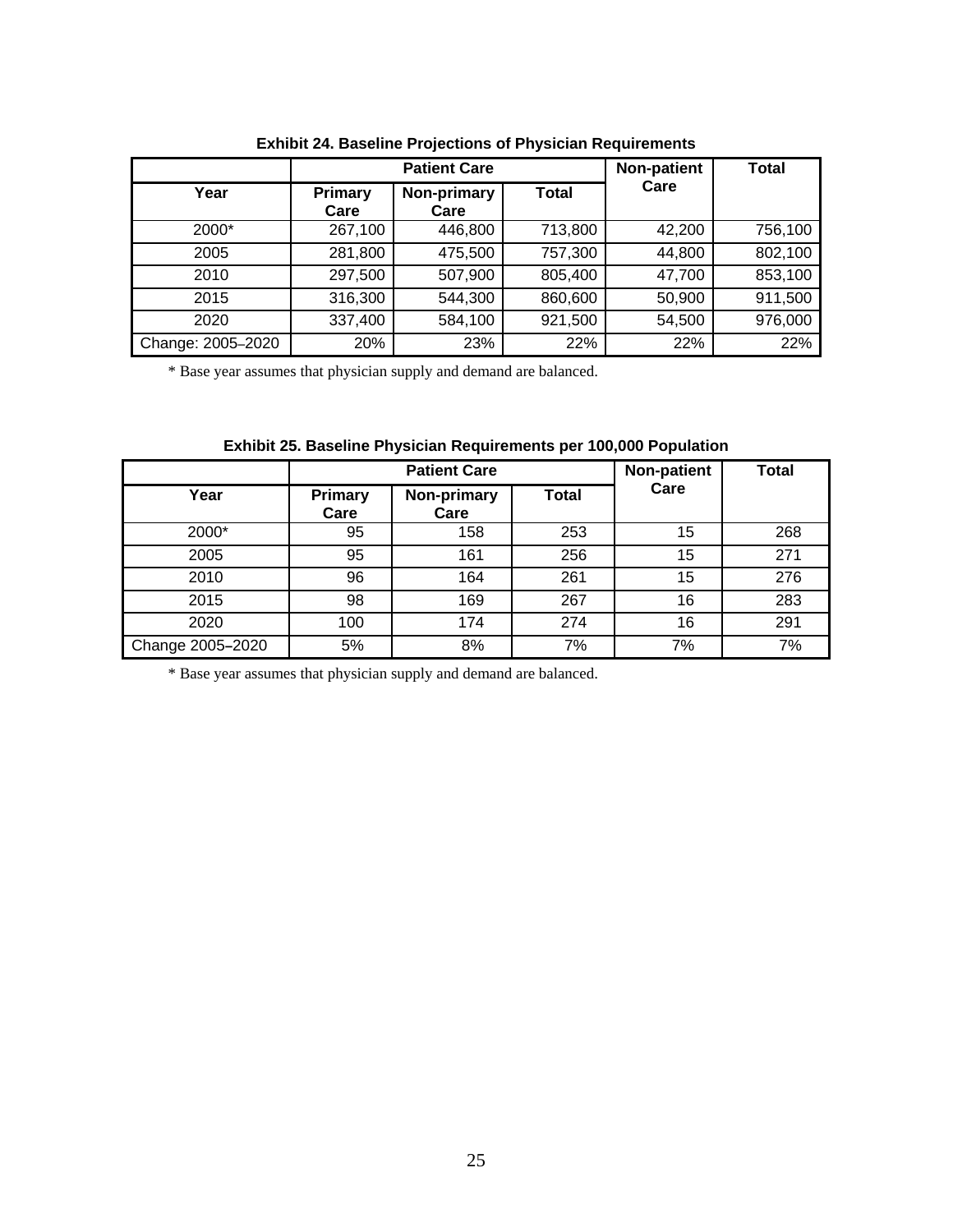**Exhibit 24. Baseline Projections of Physician Requirements**

| | Patient Care | | | Non-patient Care | Total |
|---|---|---|---|---|---|
| Year | Primary Care | Non-primary Care | Total | | |
| 2000* | 267,100 | 446,800 | 713,800 | 42,200 | 756,100 |
| 2005 | 281,800 | 475,500 | 757,300 | 44,800 | 802,100 |
| 2010 | 297,500 | 507,900 | 805,400 | 47,700 | 853,100 |
| 2015 | 316,300 | 544,300 | 860,600 | 50,900 | 911,500 |
| 2020 | 337,400 | 584,100 | 921,500 | 54,500 | 976,000 |
| Change: 2005–2020 | 20% | 23% | 22% | 22% | 22% |

\* Base year assumes that physician supply and demand are balanced.

**Exhibit 25. Baseline Physician Requirements per 100,000 Population**

| | Patient Care | | | Non-patient Care | Total |
|---|---|---|---|---|---|
| Year | Primary Care | Non-primary Care | Total | | |
| 2000* | 95 | 158 | 253 | 15 | 268 |
| 2005 | 95 | 161 | 256 | 15 | 271 |
| 2010 | 96 | 164 | 261 | 15 | 276 |
| 2015 | 98 | 169 | 267 | 16 | 283 |
| 2020 | 100 | 174 | 274 | 16 | 291 |
| Change 2005–2020 | 5% | 8% | 7% | 7% | 7% |

\* Base year assumes that physician supply and demand are balanced.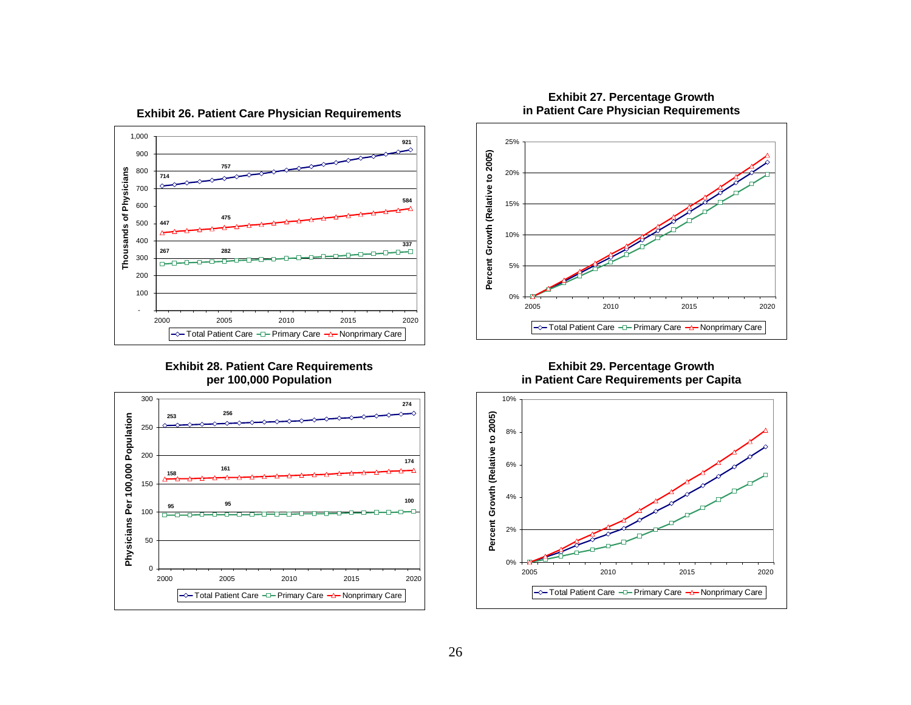**Exhibit 26. Patient Care Physician Requirements**

**Exhibit 27. Percentage Growth in Patient Care Physician Requirements**

**Exhibit 28. Patient Care Requirements per 100,000 Population**

**Exhibit 29. Percentage Growth in Patient Care Requirements per Capita**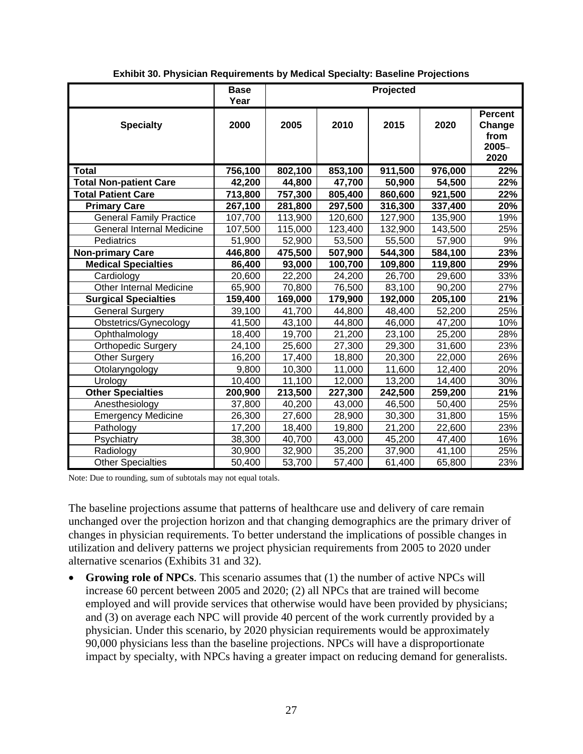**Exhibit 30. Physician Requirements by Medical Specialty: Baseline Projections**

| | Base Year | Projected | | | | |
|---|---|---|---|---|---|---|
| **Specialty** | **2000** | **2005** | **2010** | **2015** | **2020** | **Percent Change from 2005–2020** |
| **Total** | **756,100** | **802,100** | **853,100** | **911,500** | **976,000** | **22%** |
| **Total Non-patient Care** | **42,200** | **44,800** | **47,700** | **50,900** | **54,500** | **22%** |
| **Total Patient Care** | **713,800** | **757,300** | **805,400** | **860,600** | **921,500** | **22%** |
| **Primary Care** | **267,100** | **281,800** | **297,500** | **316,300** | **337,400** | **20%** |
| General Family Practice | 107,700 | 113,900 | 120,600 | 127,900 | 135,900 | 19% |
| General Internal Medicine | 107,500 | 115,000 | 123,400 | 132,900 | 143,500 | 25% |
| Pediatrics | 51,900 | 52,900 | 53,500 | 55,500 | 57,900 | 9% |
| **Non-primary Care** | **446,800** | **475,500** | **507,900** | **544,300** | **584,100** | **23%** |
| **Medical Specialties** | **86,400** | **93,000** | **100,700** | **109,800** | **119,800** | **29%** |
| Cardiology | 20,600 | 22,200 | 24,200 | 26,700 | 29,600 | 33% |
| Other Internal Medicine | 65,900 | 70,800 | 76,500 | 83,100 | 90,200 | 27% |
| **Surgical Specialties** | **159,400** | **169,000** | **179,900** | **192,000** | **205,100** | **21%** |
| General Surgery | 39,100 | 41,700 | 44,800 | 48,400 | 52,200 | 25% |
| Obstetrics/Gynecology | 41,500 | 43,100 | 44,800 | 46,000 | 47,200 | 10% |
| Ophthalmology | 18,400 | 19,700 | 21,200 | 23,100 | 25,200 | 28% |
| Orthopedic Surgery | 24,100 | 25,600 | 27,300 | 29,300 | 31,600 | 23% |
| Other Surgery | 16,200 | 17,400 | 18,800 | 20,300 | 22,000 | 26% |
| Otolaryngology | 9,800 | 10,300 | 11,000 | 11,600 | 12,400 | 20% |
| Urology | 10,400 | 11,100 | 12,000 | 13,200 | 14,400 | 30% |
| **Other Specialties** | **200,900** | **213,500** | **227,300** | **242,500** | **259,200** | **21%** |
| Anesthesiology | 37,800 | 40,200 | 43,000 | 46,500 | 50,400 | 25% |
| Emergency Medicine | 26,300 | 27,600 | 28,900 | 30,300 | 31,800 | 15% |
| Pathology | 17,200 | 18,400 | 19,800 | 21,200 | 22,600 | 23% |
| Psychiatry | 38,300 | 40,700 | 43,000 | 45,200 | 47,400 | 16% |
| Radiology | 30,900 | 32,900 | 35,200 | 37,900 | 41,100 | 25% |
| Other Specialties | 50,400 | 53,700 | 57,400 | 61,400 | 65,800 | 23% |

Note: Due to rounding, sum of subtotals may not equal totals.

The baseline projections assume that patterns of healthcare use and delivery of care remain unchanged over the projection horizon and that changing demographics are the primary driver of changes in physician requirements. To better understand the implications of possible changes in utilization and delivery patterns we project physician requirements from 2005 to 2020 under alternative scenarios (Exhibits 31 and 32).

- **Growing role of NPCs**. This scenario assumes that (1) the number of active NPCs will increase 60 percent between 2005 and 2020; (2) all NPCs that are trained will become employed and will provide services that otherwise would have been provided by physicians; and (3) on average each NPC will provide 40 percent of the work currently provided by a physician. Under this scenario, by 2020 physician requirements would be approximately 90,000 physicians less than the baseline projections. NPCs will have a disproportionate impact by specialty, with NPCs having a greater impact on reducing demand for generalists.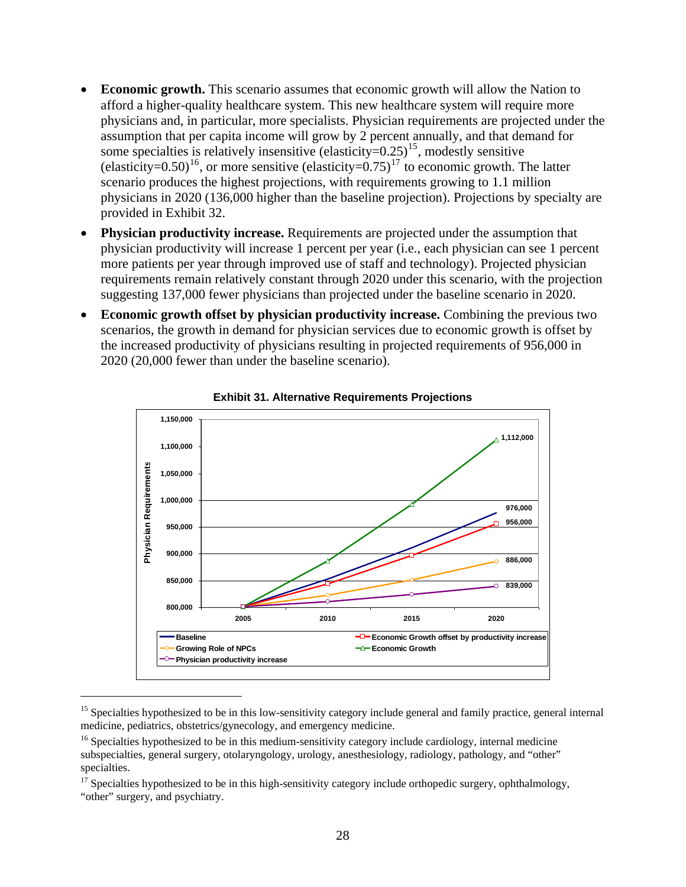- **Economic growth.** This scenario assumes that economic growth will allow the Nation to afford a higher-quality healthcare system. This new healthcare system will require more physicians and, in particular, more specialists. Physician requirements are projected under the assumption that per capita income will grow by 2 percent annually, and that demand for some specialties is relatively insensitive (elasticity=0.25)[15], modestly sensitive (elasticity=0.50)[16], or more sensitive (elasticity=0.75)[17] to economic growth. The latter scenario produces the highest projections, with requirements growing to 1.1 million physicians in 2020 (136,000 higher than the baseline projection). Projections by specialty are provided in Exhibit 32.
- **Physician productivity increase.** Requirements are projected under the assumption that physician productivity will increase 1 percent per year (i.e., each physician can see 1 percent more patients per year through improved use of staff and technology). Projected physician requirements remain relatively constant through 2020 under this scenario, with the projection suggesting 137,000 fewer physicians than projected under the baseline scenario in 2020.
- **Economic growth offset by physician productivity increase.** Combining the previous two scenarios, the growth in demand for physician services due to economic growth is offset by the increased productivity of physicians resulting in projected requirements of 956,000 in 2020 (20,000 fewer than under the baseline scenario).

**Exhibit 31. Alternative Requirements Projections**

| Scenario | 2020 Physician Requirements |
|---|---|
| Economic Growth | 1,112,000 |
| Baseline | 976,000 |
| Economic Growth offset by productivity increase | 956,000 |
| Growing Role of NPCs | 886,000 |
| Physician productivity increase | 839,000 |

[15] Specialties hypothesized to be in this low-sensitivity category include general and family practice, general internal medicine, pediatrics, obstetrics/gynecology, and emergency medicine.

[16] Specialties hypothesized to be in this medium-sensitivity category include cardiology, internal medicine subspecialties, general surgery, otolaryngology, urology, anesthesiology, radiology, pathology, and "other" specialties.

[17] Specialties hypothesized to be in this high-sensitivity category include orthopedic surgery, ophthalmology, "other" surgery, and psychiatry.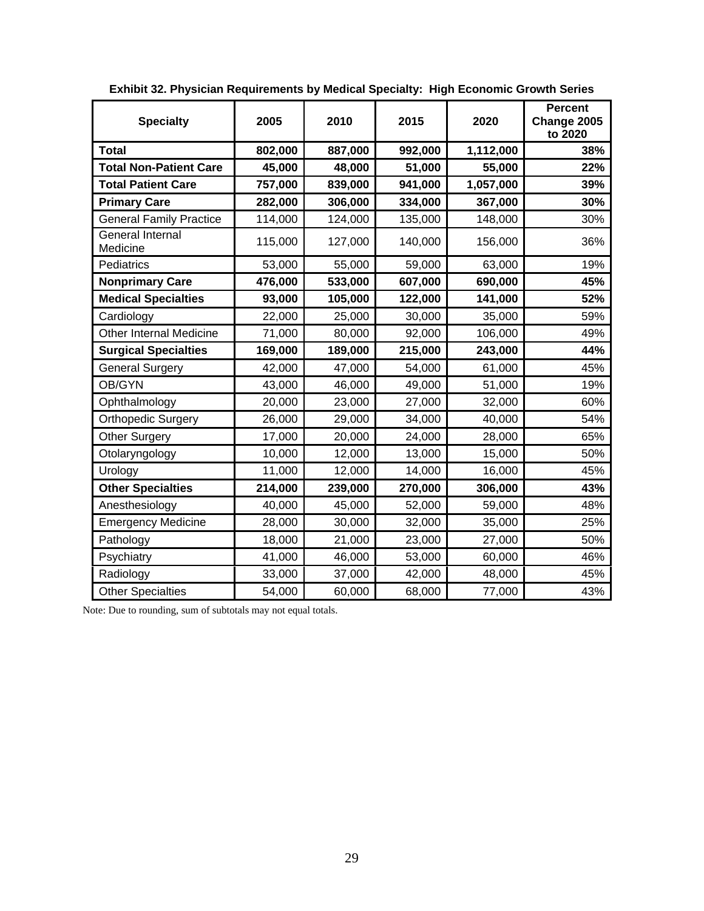**Exhibit 32. Physician Requirements by Medical Specialty: High Economic Growth Series**

| Specialty | 2005 | 2010 | 2015 | 2020 | Percent Change 2005 to 2020 |
|---|---|---|---|---|---|
| **Total** | **802,000** | **887,000** | **992,000** | **1,112,000** | **38%** |
| **Total Non-Patient Care** | **45,000** | **48,000** | **51,000** | **55,000** | **22%** |
| **Total Patient Care** | **757,000** | **839,000** | **941,000** | **1,057,000** | **39%** |
| **Primary Care** | **282,000** | **306,000** | **334,000** | **367,000** | **30%** |
| General Family Practice | 114,000 | 124,000 | 135,000 | 148,000 | 30% |
| General Internal Medicine | 115,000 | 127,000 | 140,000 | 156,000 | 36% |
| Pediatrics | 53,000 | 55,000 | 59,000 | 63,000 | 19% |
| **Nonprimary Care** | **476,000** | **533,000** | **607,000** | **690,000** | **45%** |
| **Medical Specialties** | **93,000** | **105,000** | **122,000** | **141,000** | **52%** |
| Cardiology | 22,000 | 25,000 | 30,000 | 35,000 | 59% |
| Other Internal Medicine | 71,000 | 80,000 | 92,000 | 106,000 | 49% |
| **Surgical Specialties** | **169,000** | **189,000** | **215,000** | **243,000** | **44%** |
| General Surgery | 42,000 | 47,000 | 54,000 | 61,000 | 45% |
| OB/GYN | 43,000 | 46,000 | 49,000 | 51,000 | 19% |
| Ophthalmology | 20,000 | 23,000 | 27,000 | 32,000 | 60% |
| Orthopedic Surgery | 26,000 | 29,000 | 34,000 | 40,000 | 54% |
| Other Surgery | 17,000 | 20,000 | 24,000 | 28,000 | 65% |
| Otolaryngology | 10,000 | 12,000 | 13,000 | 15,000 | 50% |
| Urology | 11,000 | 12,000 | 14,000 | 16,000 | 45% |
| **Other Specialties** | **214,000** | **239,000** | **270,000** | **306,000** | **43%** |
| Anesthesiology | 40,000 | 45,000 | 52,000 | 59,000 | 48% |
| Emergency Medicine | 28,000 | 30,000 | 32,000 | 35,000 | 25% |
| Pathology | 18,000 | 21,000 | 23,000 | 27,000 | 50% |
| Psychiatry | 41,000 | 46,000 | 53,000 | 60,000 | 46% |
| Radiology | 33,000 | 37,000 | 42,000 | 48,000 | 45% |
| Other Specialties | 54,000 | 60,000 | 68,000 | 77,000 | 43% |

Note: Due to rounding, sum of subtotals may not equal totals.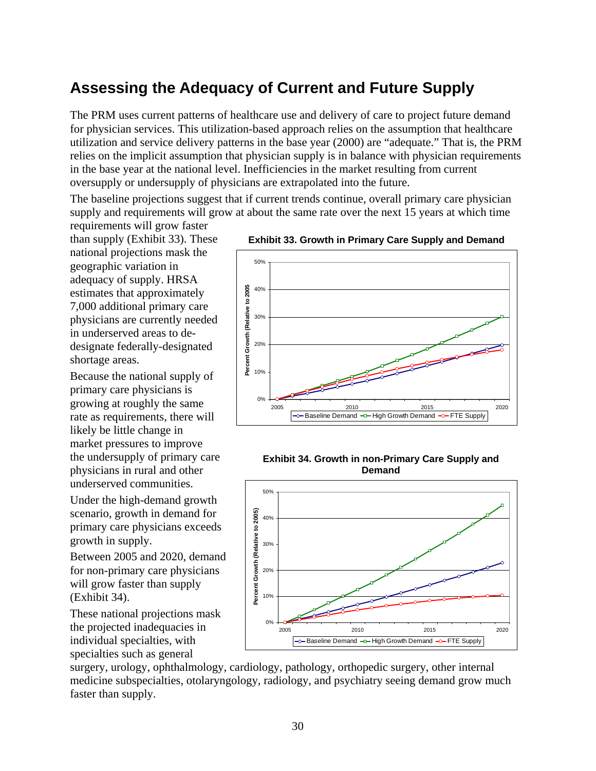## Assessing the Adequacy of Current and Future Supply

The PRM uses current patterns of healthcare use and delivery of care to project future demand for physician services. This utilization-based approach relies on the assumption that healthcare utilization and service delivery patterns in the base year (2000) are "adequate." That is, the PRM relies on the implicit assumption that physician supply is in balance with physician requirements in the base year at the national level. Inefficiencies in the market resulting from current oversupply or undersupply of physicians are extrapolated into the future.

The baseline projections suggest that if current trends continue, overall primary care physician supply and requirements will grow at about the same rate over the next 15 years at which time requirements will grow faster than supply (Exhibit 33). These national projections mask the geographic variation in adequacy of supply. HRSA estimates that approximately 7,000 additional primary care physicians are currently needed in underserved areas to de-designate federally-designated shortage areas.

**Exhibit 33. Growth in Primary Care Supply and Demand**

Because the national supply of primary care physicians is growing at roughly the same rate as requirements, there will likely be little change in market pressures to improve the undersupply of primary care physicians in rural and other underserved communities.

Under the high-demand growth scenario, growth in demand for primary care physicians exceeds growth in supply.

Between 2005 and 2020, demand for non-primary care physicians will grow faster than supply (Exhibit 34).

**Exhibit 34. Growth in non-Primary Care Supply and Demand**

These national projections mask the projected inadequacies in individual specialties, with specialties such as general surgery, urology, ophthalmology, cardiology, pathology, orthopedic surgery, other internal medicine subspecialties, otolaryngology, radiology, and psychiatry seeing demand grow much faster than supply.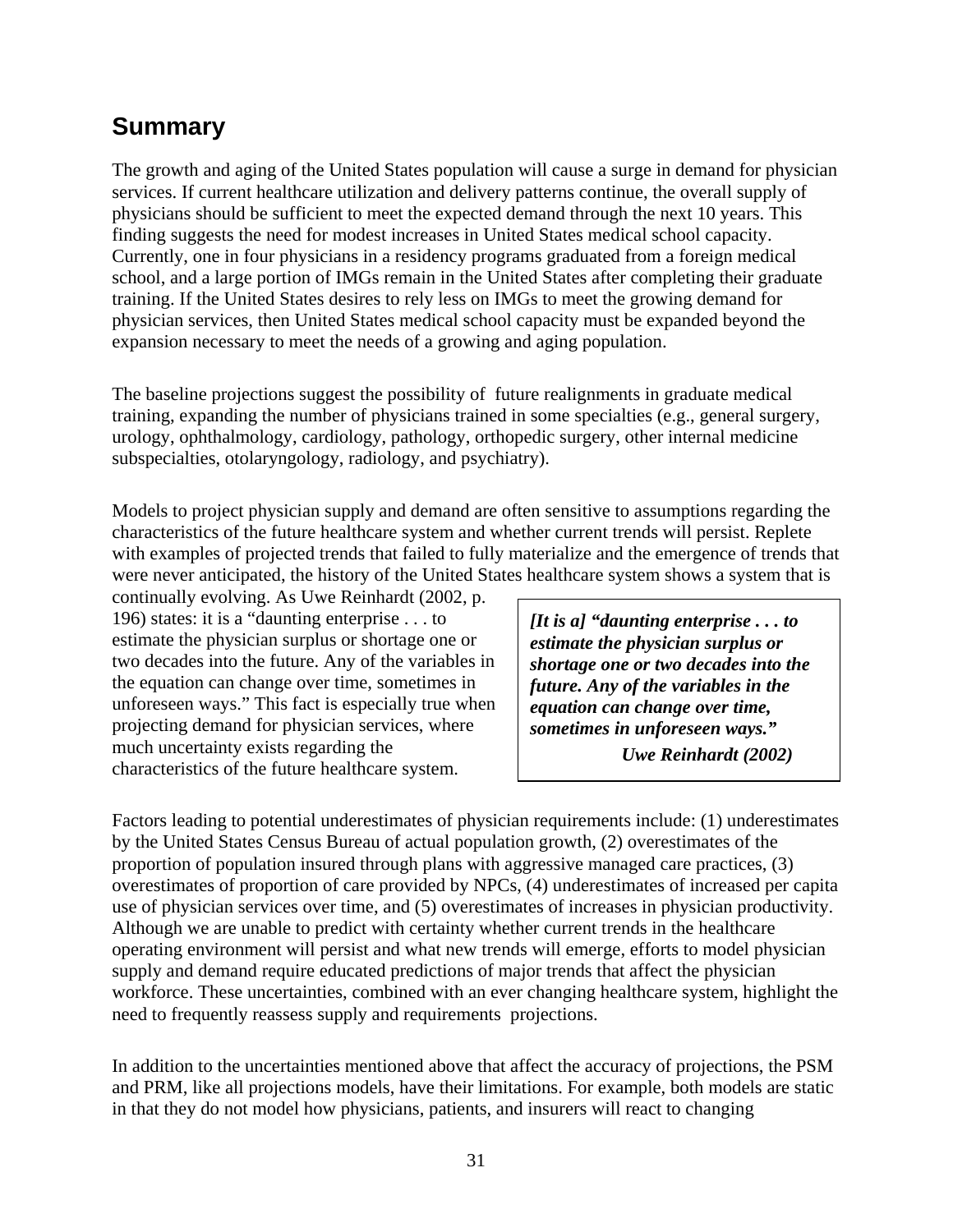## Summary

The growth and aging of the United States population will cause a surge in demand for physician services. If current healthcare utilization and delivery patterns continue, the overall supply of physicians should be sufficient to meet the expected demand through the next 10 years. This finding suggests the need for modest increases in United States medical school capacity. Currently, one in four physicians in a residency programs graduated from a foreign medical school, and a large portion of IMGs remain in the United States after completing their graduate training. If the United States desires to rely less on IMGs to meet the growing demand for physician services, then United States medical school capacity must be expanded beyond the expansion necessary to meet the needs of a growing and aging population.

The baseline projections suggest the possibility of future realignments in graduate medical training, expanding the number of physicians trained in some specialties (e.g., general surgery, urology, ophthalmology, cardiology, pathology, orthopedic surgery, other internal medicine subspecialties, otolaryngology, radiology, and psychiatry).

Models to project physician supply and demand are often sensitive to assumptions regarding the characteristics of the future healthcare system and whether current trends will persist. Replete with examples of projected trends that failed to fully materialize and the emergence of trends that were never anticipated, the history of the United States healthcare system shows a system that is continually evolving. As Uwe Reinhardt (2002, p. 196) states: it is a "daunting enterprise . . . to estimate the physician surplus or shortage one or two decades into the future. Any of the variables in the equation can change over time, sometimes in unforeseen ways." This fact is especially true when projecting demand for physician services, where much uncertainty exists regarding the characteristics of the future healthcare system.

> ***[It is a] "daunting enterprise . . . to estimate the physician surplus or shortage one or two decades into the future. Any of the variables in the equation can change over time, sometimes in unforeseen ways."***
>
> ***Uwe Reinhardt (2002)***

Factors leading to potential underestimates of physician requirements include: (1) underestimates by the United States Census Bureau of actual population growth, (2) overestimates of the proportion of population insured through plans with aggressive managed care practices, (3) overestimates of proportion of care provided by NPCs, (4) underestimates of increased per capita use of physician services over time, and (5) overestimates of increases in physician productivity. Although we are unable to predict with certainty whether current trends in the healthcare operating environment will persist and what new trends will emerge, efforts to model physician supply and demand require educated predictions of major trends that affect the physician workforce. These uncertainties, combined with an ever changing healthcare system, highlight the need to frequently reassess supply and requirements projections.

In addition to the uncertainties mentioned above that affect the accuracy of projections, the PSM and PRM, like all projections models, have their limitations. For example, both models are static in that they do not model how physicians, patients, and insurers will react to changing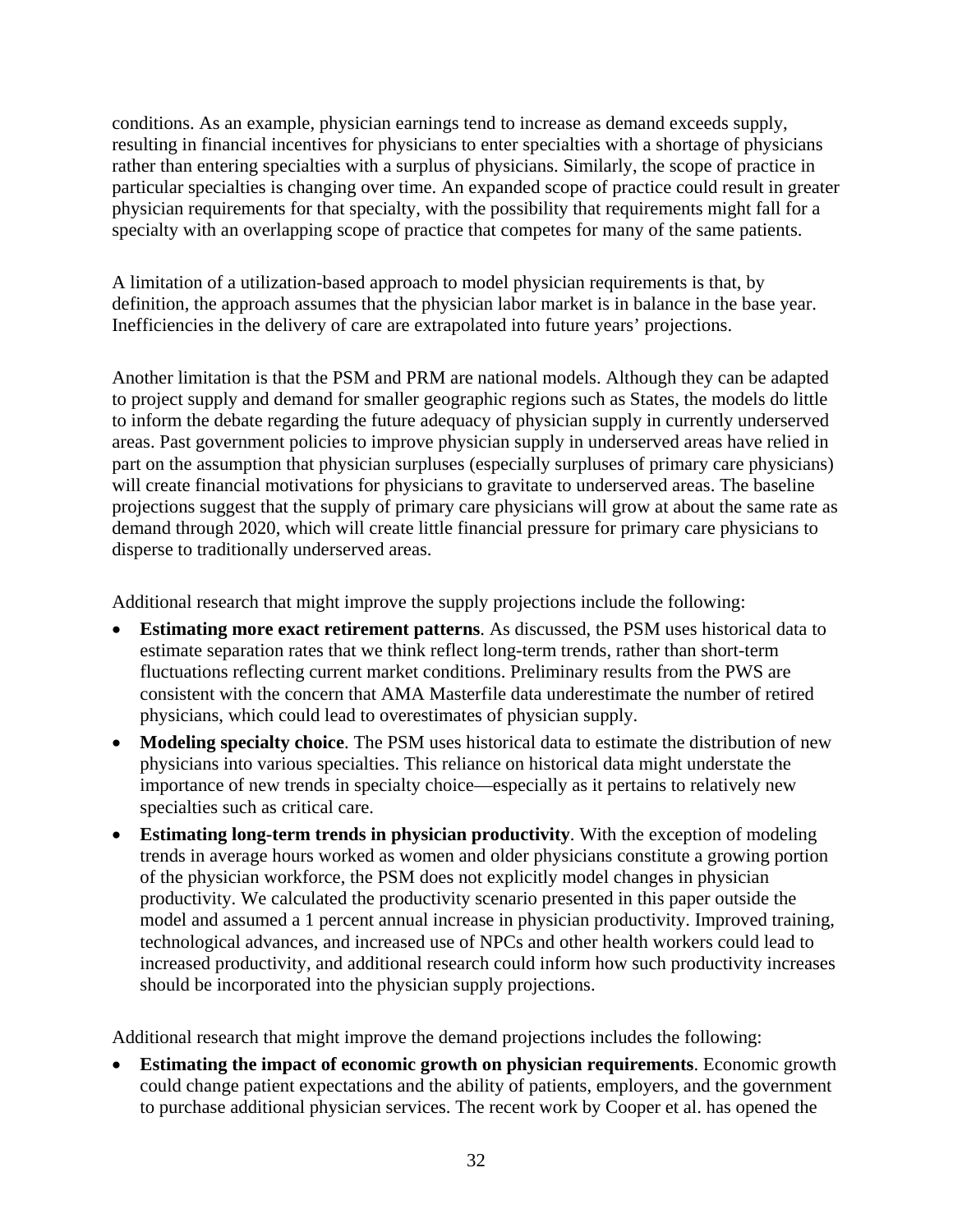conditions. As an example, physician earnings tend to increase as demand exceeds supply, resulting in financial incentives for physicians to enter specialties with a shortage of physicians rather than entering specialties with a surplus of physicians. Similarly, the scope of practice in particular specialties is changing over time. An expanded scope of practice could result in greater physician requirements for that specialty, with the possibility that requirements might fall for a specialty with an overlapping scope of practice that competes for many of the same patients.

A limitation of a utilization-based approach to model physician requirements is that, by definition, the approach assumes that the physician labor market is in balance in the base year. Inefficiencies in the delivery of care are extrapolated into future years' projections.

Another limitation is that the PSM and PRM are national models. Although they can be adapted to project supply and demand for smaller geographic regions such as States, the models do little to inform the debate regarding the future adequacy of physician supply in currently underserved areas. Past government policies to improve physician supply in underserved areas have relied in part on the assumption that physician surpluses (especially surpluses of primary care physicians) will create financial motivations for physicians to gravitate to underserved areas. The baseline projections suggest that the supply of primary care physicians will grow at about the same rate as demand through 2020, which will create little financial pressure for primary care physicians to disperse to traditionally underserved areas.

Additional research that might improve the supply projections include the following:

- **Estimating more exact retirement patterns**. As discussed, the PSM uses historical data to estimate separation rates that we think reflect long-term trends, rather than short-term fluctuations reflecting current market conditions. Preliminary results from the PWS are consistent with the concern that AMA Masterfile data underestimate the number of retired physicians, which could lead to overestimates of physician supply.
- **Modeling specialty choice**. The PSM uses historical data to estimate the distribution of new physicians into various specialties. This reliance on historical data might understate the importance of new trends in specialty choice—especially as it pertains to relatively new specialties such as critical care.
- **Estimating long-term trends in physician productivity**. With the exception of modeling trends in average hours worked as women and older physicians constitute a growing portion of the physician workforce, the PSM does not explicitly model changes in physician productivity. We calculated the productivity scenario presented in this paper outside the model and assumed a 1 percent annual increase in physician productivity. Improved training, technological advances, and increased use of NPCs and other health workers could lead to increased productivity, and additional research could inform how such productivity increases should be incorporated into the physician supply projections.

Additional research that might improve the demand projections includes the following:

- **Estimating the impact of economic growth on physician requirements**. Economic growth could change patient expectations and the ability of patients, employers, and the government to purchase additional physician services. The recent work by Cooper et al. has opened the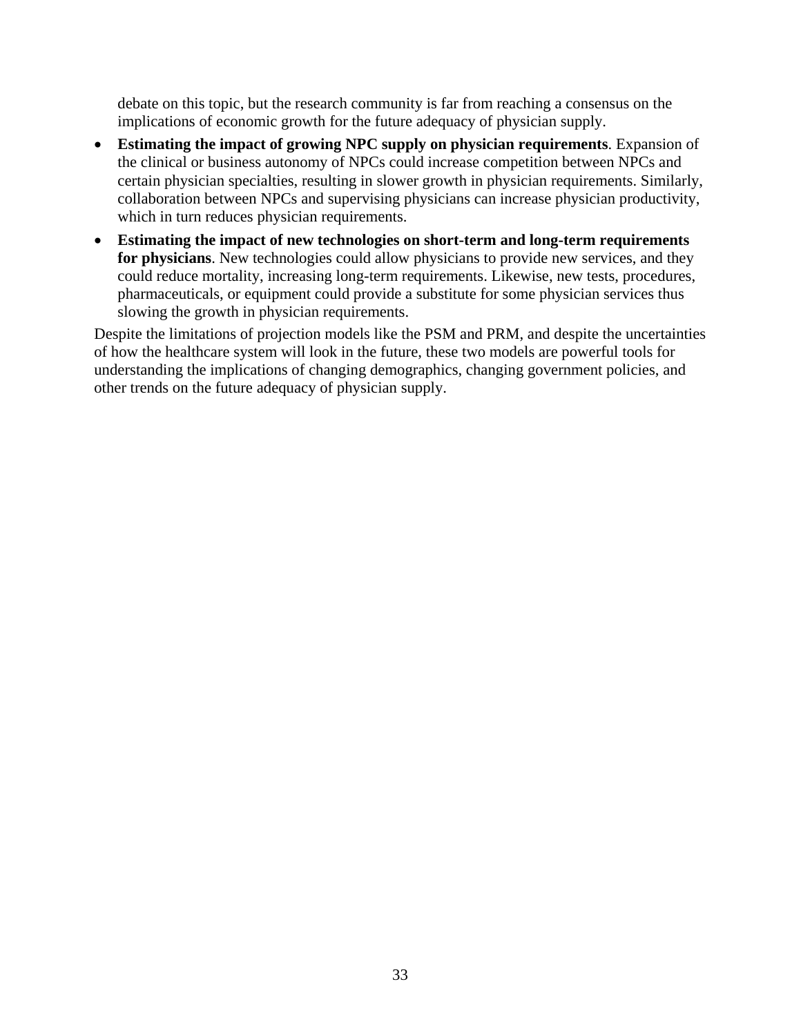debate on this topic, but the research community is far from reaching a consensus on the implications of economic growth for the future adequacy of physician supply.

- **Estimating the impact of growing NPC supply on physician requirements**. Expansion of the clinical or business autonomy of NPCs could increase competition between NPCs and certain physician specialties, resulting in slower growth in physician requirements. Similarly, collaboration between NPCs and supervising physicians can increase physician productivity, which in turn reduces physician requirements.
- **Estimating the impact of new technologies on short-term and long-term requirements for physicians**. New technologies could allow physicians to provide new services, and they could reduce mortality, increasing long-term requirements. Likewise, new tests, procedures, pharmaceuticals, or equipment could provide a substitute for some physician services thus slowing the growth in physician requirements.

Despite the limitations of projection models like the PSM and PRM, and despite the uncertainties of how the healthcare system will look in the future, these two models are powerful tools for understanding the implications of changing demographics, changing government policies, and other trends on the future adequacy of physician supply.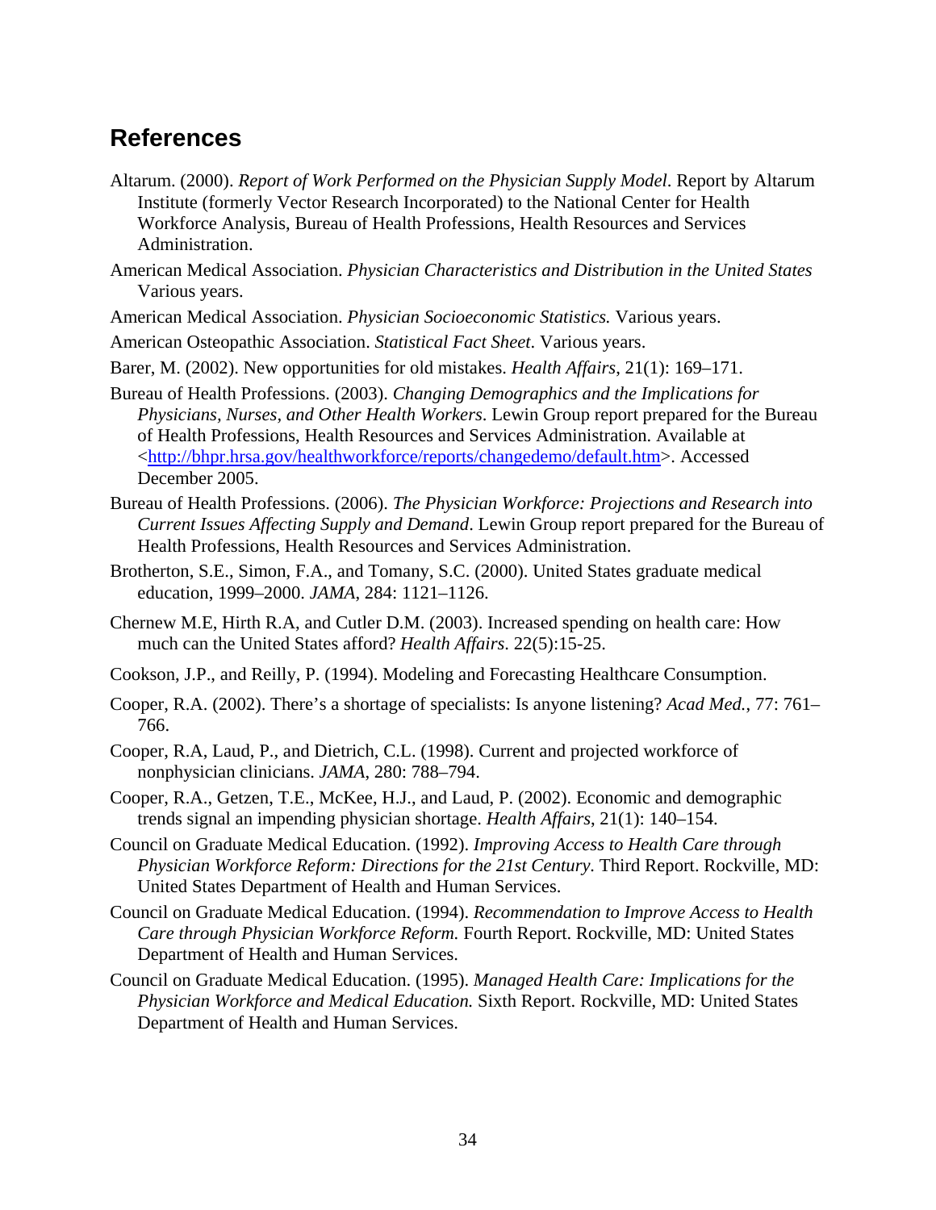## References

Altarum. (2000). *Report of Work Performed on the Physician Supply Model*. Report by Altarum Institute (formerly Vector Research Incorporated) to the National Center for Health Workforce Analysis, Bureau of Health Professions, Health Resources and Services Administration.

American Medical Association. *Physician Characteristics and Distribution in the United States* Various years.

American Medical Association. *Physician Socioeconomic Statistics.* Various years.

American Osteopathic Association. *Statistical Fact Sheet*. Various years.

Barer, M. (2002). New opportunities for old mistakes. *Health Affairs*, 21(1): 169–171.

Bureau of Health Professions. (2003). *Changing Demographics and the Implications for Physicians, Nurses, and Other Health Workers*. Lewin Group report prepared for the Bureau of Health Professions, Health Resources and Services Administration. Available at <http://bhpr.hrsa.gov/healthworkforce/reports/changedemo/default.htm>. Accessed December 2005.

Bureau of Health Professions. (2006). *The Physician Workforce: Projections and Research into Current Issues Affecting Supply and Demand*. Lewin Group report prepared for the Bureau of Health Professions, Health Resources and Services Administration.

Brotherton, S.E., Simon, F.A., and Tomany, S.C. (2000). United States graduate medical education, 1999–2000. *JAMA*, 284: 1121–1126.

Chernew M.E, Hirth R.A, and Cutler D.M. (2003). Increased spending on health care: How much can the United States afford? *Health Affairs*. 22(5):15-25.

Cookson, J.P., and Reilly, P. (1994). Modeling and Forecasting Healthcare Consumption.

Cooper, R.A. (2002). There's a shortage of specialists: Is anyone listening? *Acad Med.*, 77: 761–766.

Cooper, R.A, Laud, P., and Dietrich, C.L. (1998). Current and projected workforce of nonphysician clinicians. *JAMA*, 280: 788–794.

Cooper, R.A., Getzen, T.E., McKee, H.J., and Laud, P. (2002). Economic and demographic trends signal an impending physician shortage. *Health Affairs*, 21(1): 140–154.

Council on Graduate Medical Education. (1992). *Improving Access to Health Care through Physician Workforce Reform: Directions for the 21st Century.* Third Report. Rockville, MD: United States Department of Health and Human Services.

Council on Graduate Medical Education. (1994). *Recommendation to Improve Access to Health Care through Physician Workforce Reform.* Fourth Report. Rockville, MD: United States Department of Health and Human Services.

Council on Graduate Medical Education. (1995). *Managed Health Care: Implications for the Physician Workforce and Medical Education.* Sixth Report. Rockville, MD: United States Department of Health and Human Services.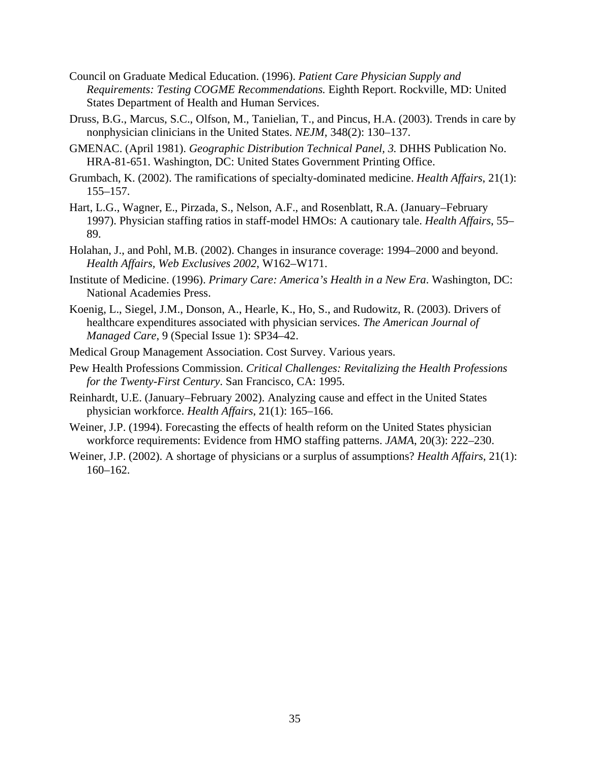Council on Graduate Medical Education. (1996). *Patient Care Physician Supply and Requirements: Testing COGME Recommendations.* Eighth Report. Rockville, MD: United States Department of Health and Human Services.

Druss, B.G., Marcus, S.C., Olfson, M., Tanielian, T., and Pincus, H.A. (2003). Trends in care by nonphysician clinicians in the United States. *NEJM*, 348(2): 130–137.

GMENAC. (April 1981). *Geographic Distribution Technical Panel, 3.* DHHS Publication No. HRA-81-651. Washington, DC: United States Government Printing Office.

Grumbach, K. (2002). The ramifications of specialty-dominated medicine. *Health Affairs*, 21(1): 155–157.

Hart, L.G., Wagner, E., Pirzada, S., Nelson, A.F., and Rosenblatt, R.A. (January–February 1997). Physician staffing ratios in staff-model HMOs: A cautionary tale. *Health Affairs*, 55–89.

Holahan, J., and Pohl, M.B. (2002). Changes in insurance coverage: 1994–2000 and beyond. *Health Affairs, Web Exclusives 2002*, W162–W171.

Institute of Medicine. (1996). *Primary Care: America's Health in a New Era*. Washington, DC: National Academies Press.

Koenig, L., Siegel, J.M., Donson, A., Hearle, K., Ho, S., and Rudowitz, R. (2003). Drivers of healthcare expenditures associated with physician services. *The American Journal of Managed Care*, 9 (Special Issue 1): SP34–42.

Medical Group Management Association. Cost Survey. Various years.

Pew Health Professions Commission. *Critical Challenges: Revitalizing the Health Professions for the Twenty-First Century*. San Francisco, CA: 1995.

Reinhardt, U.E. (January–February 2002). Analyzing cause and effect in the United States physician workforce. *Health Affairs*, 21(1): 165–166.

Weiner, J.P. (1994). Forecasting the effects of health reform on the United States physician workforce requirements: Evidence from HMO staffing patterns. *JAMA*, 20(3): 222–230.

Weiner, J.P. (2002). A shortage of physicians or a surplus of assumptions? *Health Affairs*, 21(1): 160–162.